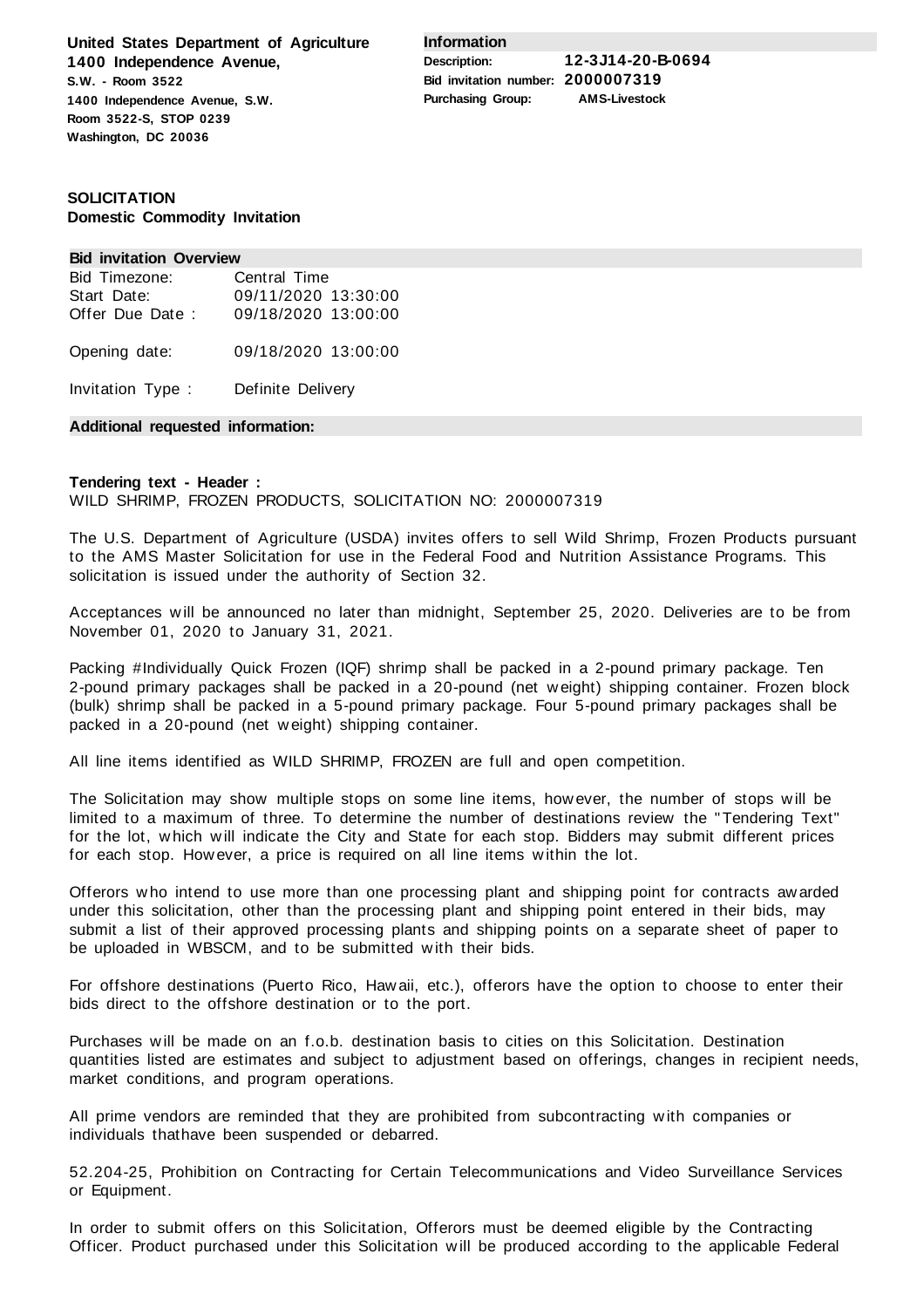**United States Department of Agriculture**
**1400 Independence Avenue,**
**S.W. - Room 3522**
**1400 Independence Avenue, S.W.**
**Room 3522-S, STOP 0239**
**Washington, DC 20036**

**Information**

| | |
|---|---|
| **Description:** | **12-3J14-20-B-0694** |
| **Bid invitation number:** | **2000007319** |
| **Purchasing Group:** | **AMS-Livestock** |

**SOLICITATION**
**Domestic Commodity Invitation**

**Bid invitation Overview**

| | |
|---|---|
| Bid Timezone: | Central Time |
| Start Date: | 09/11/2020 13:30:00 |
| Offer Due Date : | 09/18/2020 13:00:00 |
| Opening date: | 09/18/2020 13:00:00 |
| Invitation Type : | Definite Delivery |

**Additional requested information:**

**Tendering text - Header :**
WILD SHRIMP, FROZEN PRODUCTS, SOLICITATION NO: 2000007319

The U.S. Department of Agriculture (USDA) invites offers to sell Wild Shrimp, Frozen Products pursuant to the AMS Master Solicitation for use in the Federal Food and Nutrition Assistance Programs. This solicitation is issued under the authority of Section 32.

Acceptances will be announced no later than midnight, September 25, 2020. Deliveries are to be from November 01, 2020 to January 31, 2021.

Packing #Individually Quick Frozen (IQF) shrimp shall be packed in a 2-pound primary package. Ten 2-pound primary packages shall be packed in a 20-pound (net weight) shipping container. Frozen block (bulk) shrimp shall be packed in a 5-pound primary package. Four 5-pound primary packages shall be packed in a 20-pound (net weight) shipping container.

All line items identified as WILD SHRIMP, FROZEN are full and open competition.

The Solicitation may show multiple stops on some line items, however, the number of stops will be limited to a maximum of three. To determine the number of destinations review the "Tendering Text" for the lot, which will indicate the City and State for each stop. Bidders may submit different prices for each stop. However, a price is required on all line items within the lot.

Offerors who intend to use more than one processing plant and shipping point for contracts awarded under this solicitation, other than the processing plant and shipping point entered in their bids, may submit a list of their approved processing plants and shipping points on a separate sheet of paper to be uploaded in WBSCM, and to be submitted with their bids.

For offshore destinations (Puerto Rico, Hawaii, etc.), offerors have the option to choose to enter their bids direct to the offshore destination or to the port.

Purchases will be made on an f.o.b. destination basis to cities on this Solicitation. Destination quantities listed are estimates and subject to adjustment based on offerings, changes in recipient needs, market conditions, and program operations.

All prime vendors are reminded that they are prohibited from subcontracting with companies or individuals thathave been suspended or debarred.

52.204-25, Prohibition on Contracting for Certain Telecommunications and Video Surveillance Services or Equipment.

In order to submit offers on this Solicitation, Offerors must be deemed eligible by the Contracting Officer. Product purchased under this Solicitation will be produced according to the applicable Federal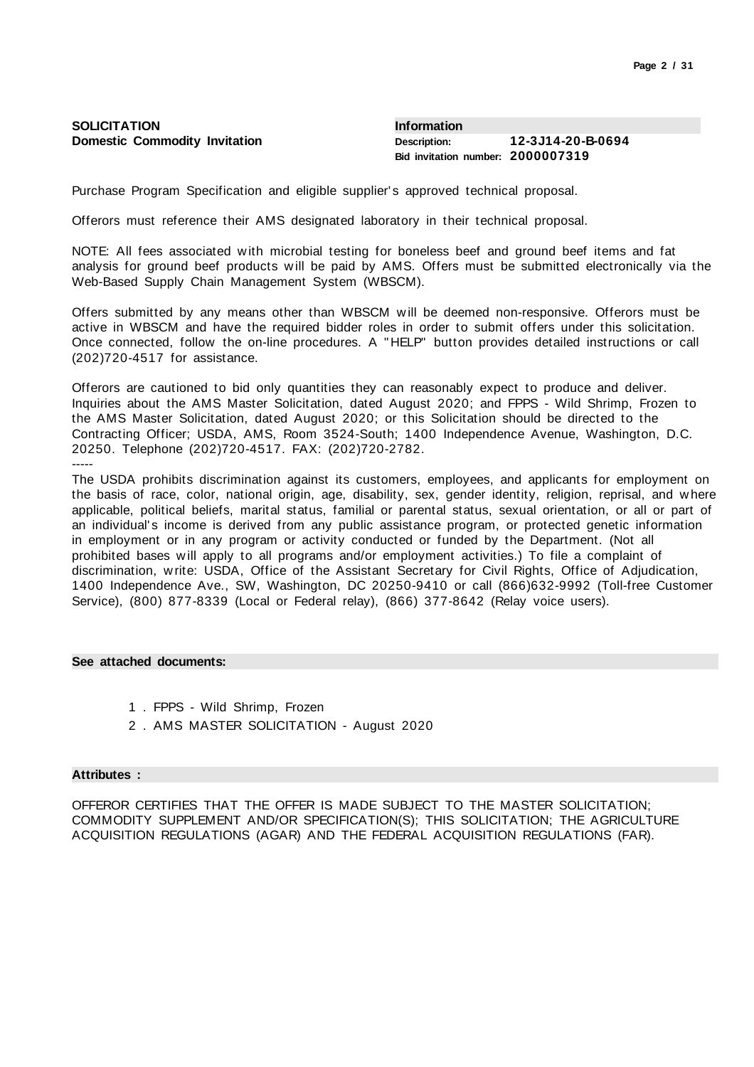**SOLICITATION**
**Domestic Commodity Invitation**

| Information | |
|---|---|
| Description: | **12-3J14-20-B-0694** |
| Bid invitation number: | **2000007319** |

Purchase Program Specification and eligible supplier's approved technical proposal.

Offerors must reference their AMS designated laboratory in their technical proposal.

NOTE: All fees associated with microbial testing for boneless beef and ground beef items and fat analysis for ground beef products will be paid by AMS. Offers must be submitted electronically via the Web-Based Supply Chain Management System (WBSCM).

Offers submitted by any means other than WBSCM will be deemed non-responsive. Offerors must be active in WBSCM and have the required bidder roles in order to submit offers under this solicitation. Once connected, follow the on-line procedures. A "HELP" button provides detailed instructions or call (202)720-4517 for assistance.

Offerors are cautioned to bid only quantities they can reasonably expect to produce and deliver. Inquiries about the AMS Master Solicitation, dated August 2020; and FPPS - Wild Shrimp, Frozen to the AMS Master Solicitation, dated August 2020; or this Solicitation should be directed to the Contracting Officer; USDA, AMS, Room 3524-South; 1400 Independence Avenue, Washington, D.C. 20250. Telephone (202)720-4517. FAX: (202)720-2782.

-----

The USDA prohibits discrimination against its customers, employees, and applicants for employment on the basis of race, color, national origin, age, disability, sex, gender identity, religion, reprisal, and where applicable, political beliefs, marital status, familial or parental status, sexual orientation, or all or part of an individual's income is derived from any public assistance program, or protected genetic information in employment or in any program or activity conducted or funded by the Department. (Not all prohibited bases will apply to all programs and/or employment activities.) To file a complaint of discrimination, write: USDA, Office of the Assistant Secretary for Civil Rights, Office of Adjudication, 1400 Independence Ave., SW, Washington, DC 20250-9410 or call (866)632-9992 (Toll-free Customer Service), (800) 877-8339 (Local or Federal relay), (866) 377-8642 (Relay voice users).

**See attached documents:**

1. FPPS - Wild Shrimp, Frozen
2. AMS MASTER SOLICITATION - August 2020

**Attributes :**

OFFEROR CERTIFIES THAT THE OFFER IS MADE SUBJECT TO THE MASTER SOLICITATION; COMMODITY SUPPLEMENT AND/OR SPECIFICATION(S); THIS SOLICITATION; THE AGRICULTURE ACQUISITION REGULATIONS (AGAR) AND THE FEDERAL ACQUISITION REGULATIONS (FAR).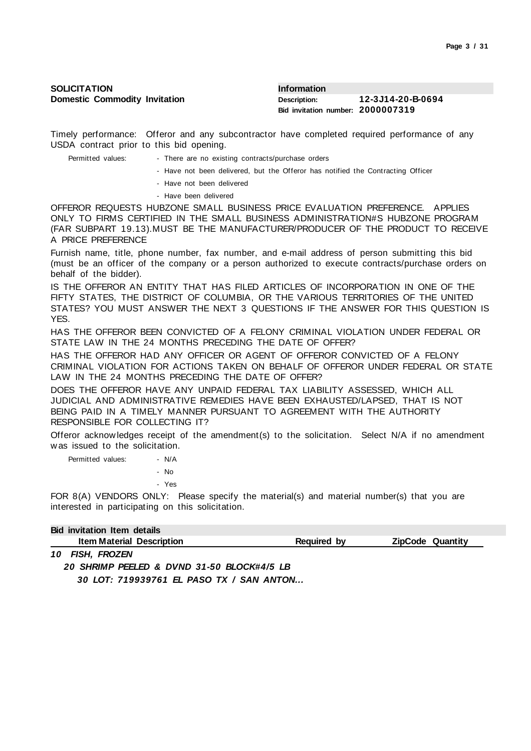**SOLICITATION**
**Domestic Commodity Invitation**

| **Information** | |
|---|---|
| **Description:** | **12-3J14-20-B-0694** |
| **Bid invitation number:** | **2000007319** |

Timely performance: Offeror and any subcontractor have completed required performance of any USDA contract prior to this bid opening.

Permitted values:
- There are no existing contracts/purchase orders
- Have not been delivered, but the Offeror has notified the Contracting Officer
- Have not been delivered
- Have been delivered

OFFEROR REQUESTS HUBZONE SMALL BUSINESS PRICE EVALUATION PREFERENCE. APPLIES ONLY TO FIRMS CERTIFIED IN THE SMALL BUSINESS ADMINISTRATION#S HUBZONE PROGRAM (FAR SUBPART 19.13).MUST BE THE MANUFACTURER/PRODUCER OF THE PRODUCT TO RECEIVE A PRICE PREFERENCE

Furnish name, title, phone number, fax number, and e-mail address of person submitting this bid (must be an officer of the company or a person authorized to execute contracts/purchase orders on behalf of the bidder).

IS THE OFFEROR AN ENTITY THAT HAS FILED ARTICLES OF INCORPORATION IN ONE OF THE FIFTY STATES, THE DISTRICT OF COLUMBIA, OR THE VARIOUS TERRITORIES OF THE UNITED STATES? YOU MUST ANSWER THE NEXT 3 QUESTIONS IF THE ANSWER FOR THIS QUESTION IS YES.

HAS THE OFFEROR BEEN CONVICTED OF A FELONY CRIMINAL VIOLATION UNDER FEDERAL OR STATE LAW IN THE 24 MONTHS PRECEDING THE DATE OF OFFER?

HAS THE OFFEROR HAD ANY OFFICER OR AGENT OF OFFEROR CONVICTED OF A FELONY CRIMINAL VIOLATION FOR ACTIONS TAKEN ON BEHALF OF OFFEROR UNDER FEDERAL OR STATE LAW IN THE 24 MONTHS PRECEDING THE DATE OF OFFER?

DOES THE OFFEROR HAVE ANY UNPAID FEDERAL TAX LIABILITY ASSESSED, WHICH ALL JUDICIAL AND ADMINISTRATIVE REMEDIES HAVE BEEN EXHAUSTED/LAPSED, THAT IS NOT BEING PAID IN A TIMELY MANNER PURSUANT TO AGREEMENT WITH THE AUTHORITY RESPONSIBLE FOR COLLECTING IT?

Offeror acknowledges receipt of the amendment(s) to the solicitation. Select N/A if no amendment was issued to the solicitation.

Permitted values:
- N/A
- No
- Yes

FOR 8(A) VENDORS ONLY: Please specify the material(s) and material number(s) that you are interested in participating on this solicitation.

**Bid invitation Item details**

| Item Material Description | Required by | ZipCode | Quantity |
|---|---|---|---|
| ***10 FISH, FROZEN*** | | | |
| ***20 SHRIMP PEELED & DVND 31-50 BLOCK#4/5 LB*** | | | |
| ***30 LOT: 719939761 EL PASO TX / SAN ANTON...*** | | | |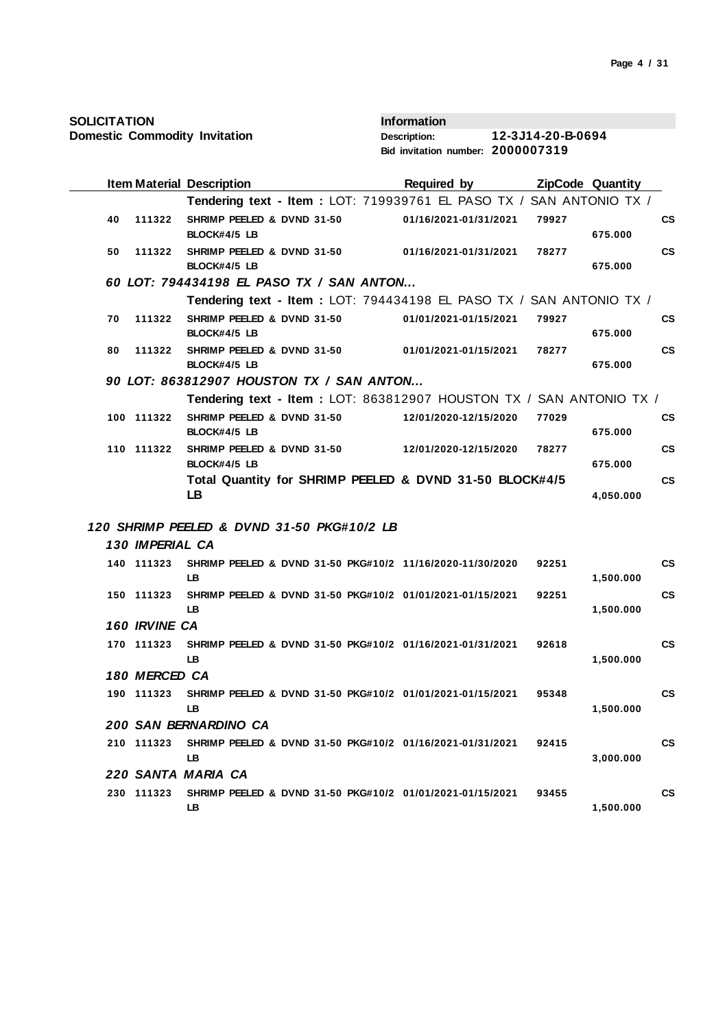**SOLICITATION**
**Domestic Commodity Invitation**

**Information**
**Description:** **12-3J14-20-B-0694**
**Bid invitation number: 2000007319**

| Item | Material | Description | Required by | ZipCode | Quantity | |
|---|---|---|---|---|---|---|
| | | **Tendering text - Item :** LOT: 719939761 EL PASO TX / SAN ANTONIO TX / | | | | |
| 40 | 111322 | SHRIMP PEELED & DVND 31-50 BLOCK#4/5 LB | 01/16/2021-01/31/2021 | 79927 | 675.000 | CS |
| 50 | 111322 | SHRIMP PEELED & DVND 31-50 BLOCK#4/5 LB | 01/16/2021-01/31/2021 | 78277 | 675.000 | CS |
| *60* | | *LOT: 794434198 EL PASO TX / SAN ANTON...* | | | | |
| | | **Tendering text - Item :** LOT: 794434198 EL PASO TX / SAN ANTONIO TX / | | | | |
| 70 | 111322 | SHRIMP PEELED & DVND 31-50 BLOCK#4/5 LB | 01/01/2021-01/15/2021 | 79927 | 675.000 | CS |
| 80 | 111322 | SHRIMP PEELED & DVND 31-50 BLOCK#4/5 LB | 01/01/2021-01/15/2021 | 78277 | 675.000 | CS |
| *90* | | *LOT: 863812907 HOUSTON TX / SAN ANTON...* | | | | |
| | | **Tendering text - Item :** LOT: 863812907 HOUSTON TX / SAN ANTONIO TX / | | | | |
| 100 | 111322 | SHRIMP PEELED & DVND 31-50 BLOCK#4/5 LB | 12/01/2020-12/15/2020 | 77029 | 675.000 | CS |
| 110 | 111322 | SHRIMP PEELED & DVND 31-50 BLOCK#4/5 LB | 12/01/2020-12/15/2020 | 78277 | 675.000 | CS |
| | | **Total Quantity for SHRIMP PEELED & DVND 31-50 BLOCK#4/5 LB** | | | **4,050.000** | **CS** |
| *120* | | *SHRIMP PEELED & DVND 31-50 PKG#10/2 LB* | | | | |
| *130* | | *IMPERIAL CA* | | | | |
| 140 | 111323 | SHRIMP PEELED & DVND 31-50 PKG#10/2 LB | 11/16/2020-11/30/2020 | 92251 | 1,500.000 | CS |
| 150 | 111323 | SHRIMP PEELED & DVND 31-50 PKG#10/2 LB | 01/01/2021-01/15/2021 | 92251 | 1,500.000 | CS |
| *160* | | *IRVINE CA* | | | | |
| 170 | 111323 | SHRIMP PEELED & DVND 31-50 PKG#10/2 LB | 01/16/2021-01/31/2021 | 92618 | 1,500.000 | CS |
| *180* | | *MERCED CA* | | | | |
| 190 | 111323 | SHRIMP PEELED & DVND 31-50 PKG#10/2 LB | 01/01/2021-01/15/2021 | 95348 | 1,500.000 | CS |
| *200* | | *SAN BERNARDINO CA* | | | | |
| 210 | 111323 | SHRIMP PEELED & DVND 31-50 PKG#10/2 LB | 01/16/2021-01/31/2021 | 92415 | 3,000.000 | CS |
| *220* | | *SANTA MARIA CA* | | | | |
| 230 | 111323 | SHRIMP PEELED & DVND 31-50 PKG#10/2 LB | 01/01/2021-01/15/2021 | 93455 | 1,500.000 | CS |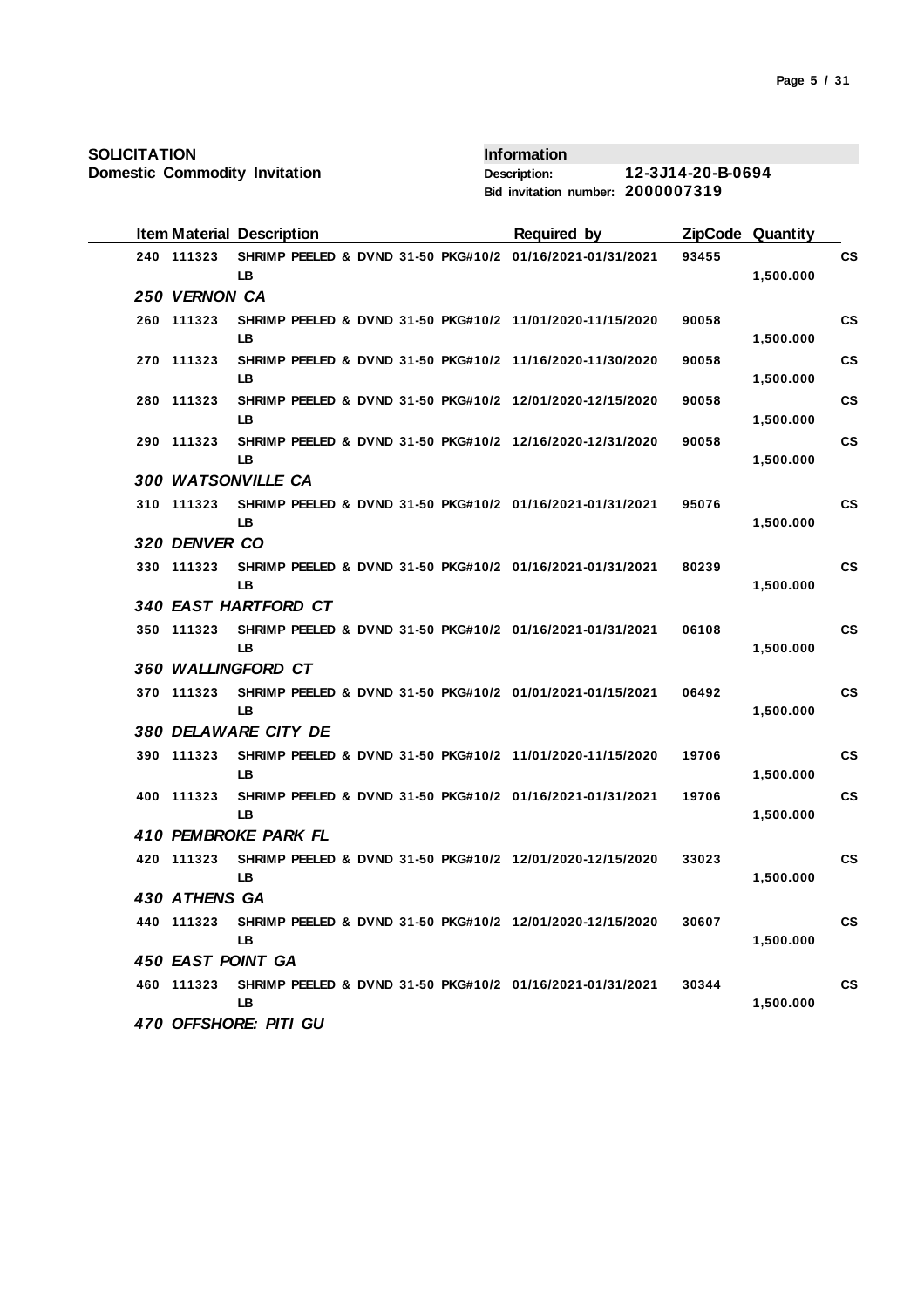**SOLICITATION**
**Domestic Commodity Invitation**

**Information**
**Description:** 12-3J14-20-B-0694
**Bid invitation number:** 2000007319

| Item | Material | Description | Required by | ZipCode | Quantity | |
|---|---|---|---|---|---|---|
| 240 | 111323 | SHRIMP PEELED & DVND 31-50 PKG#10/2 LB | 01/16/2021-01/31/2021 | 93455 | 1,500.000 | CS |
| ***250 VERNON CA*** | | | | | | |
| 260 | 111323 | SHRIMP PEELED & DVND 31-50 PKG#10/2 LB | 11/01/2020-11/15/2020 | 90058 | 1,500.000 | CS |
| 270 | 111323 | SHRIMP PEELED & DVND 31-50 PKG#10/2 LB | 11/16/2020-11/30/2020 | 90058 | 1,500.000 | CS |
| 280 | 111323 | SHRIMP PEELED & DVND 31-50 PKG#10/2 LB | 12/01/2020-12/15/2020 | 90058 | 1,500.000 | CS |
| 290 | 111323 | SHRIMP PEELED & DVND 31-50 PKG#10/2 LB | 12/16/2020-12/31/2020 | 90058 | 1,500.000 | CS |
| ***300 WATSONVILLE CA*** | | | | | | |
| 310 | 111323 | SHRIMP PEELED & DVND 31-50 PKG#10/2 LB | 01/16/2021-01/31/2021 | 95076 | 1,500.000 | CS |
| ***320 DENVER CO*** | | | | | | |
| 330 | 111323 | SHRIMP PEELED & DVND 31-50 PKG#10/2 LB | 01/16/2021-01/31/2021 | 80239 | 1,500.000 | CS |
| ***340 EAST HARTFORD CT*** | | | | | | |
| 350 | 111323 | SHRIMP PEELED & DVND 31-50 PKG#10/2 LB | 01/16/2021-01/31/2021 | 06108 | 1,500.000 | CS |
| ***360 WALLINGFORD CT*** | | | | | | |
| 370 | 111323 | SHRIMP PEELED & DVND 31-50 PKG#10/2 LB | 01/01/2021-01/15/2021 | 06492 | 1,500.000 | CS |
| ***380 DELAWARE CITY DE*** | | | | | | |
| 390 | 111323 | SHRIMP PEELED & DVND 31-50 PKG#10/2 LB | 11/01/2020-11/15/2020 | 19706 | 1,500.000 | CS |
| 400 | 111323 | SHRIMP PEELED & DVND 31-50 PKG#10/2 LB | 01/16/2021-01/31/2021 | 19706 | 1,500.000 | CS |
| ***410 PEMBROKE PARK FL*** | | | | | | |
| 420 | 111323 | SHRIMP PEELED & DVND 31-50 PKG#10/2 LB | 12/01/2020-12/15/2020 | 33023 | 1,500.000 | CS |
| ***430 ATHENS GA*** | | | | | | |
| 440 | 111323 | SHRIMP PEELED & DVND 31-50 PKG#10/2 LB | 12/01/2020-12/15/2020 | 30607 | 1,500.000 | CS |
| ***450 EAST POINT GA*** | | | | | | |
| 460 | 111323 | SHRIMP PEELED & DVND 31-50 PKG#10/2 LB | 01/16/2021-01/31/2021 | 30344 | 1,500.000 | CS |
| ***470 OFFSHORE: PITI GU*** | | | | | | |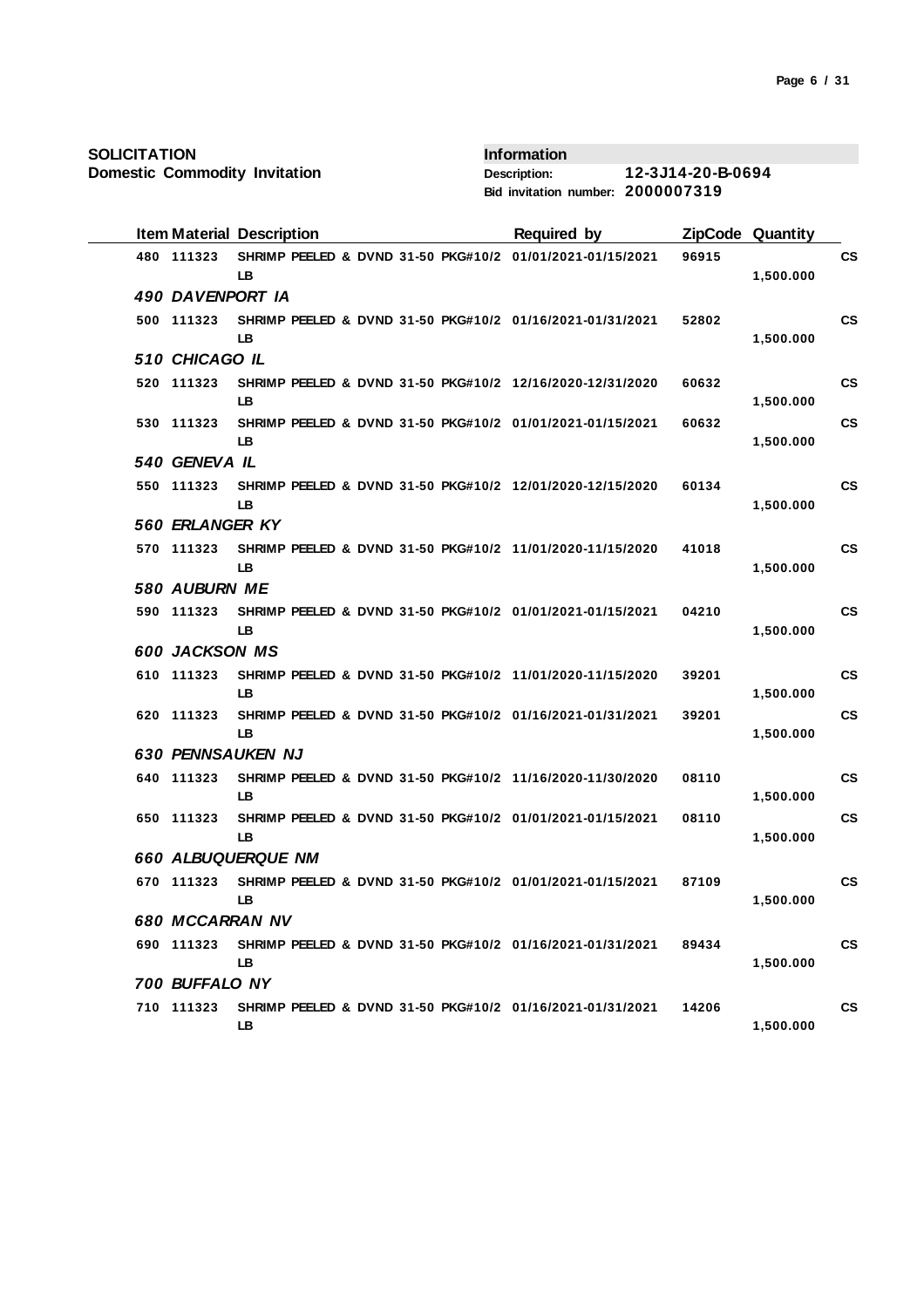**SOLICITATION**
**Domestic Commodity Invitation**

**Information**
**Description:** 12-3J14-20-B-0694
**Bid invitation number:** 2000007319

| Item | Material | Description | Required by | ZipCode | Quantity | |
|---|---|---|---|---|---|---|
| 480 | 111323 | SHRIMP PEELED & DVND 31-50 PKG#10/2 LB | 01/01/2021-01/15/2021 | 96915 | 1,500.000 | CS |
| ***490 DAVENPORT IA*** | | | | | | |
| 500 | 111323 | SHRIMP PEELED & DVND 31-50 PKG#10/2 LB | 01/16/2021-01/31/2021 | 52802 | 1,500.000 | CS |
| ***510 CHICAGO IL*** | | | | | | |
| 520 | 111323 | SHRIMP PEELED & DVND 31-50 PKG#10/2 LB | 12/16/2020-12/31/2020 | 60632 | 1,500.000 | CS |
| 530 | 111323 | SHRIMP PEELED & DVND 31-50 PKG#10/2 LB | 01/01/2021-01/15/2021 | 60632 | 1,500.000 | CS |
| ***540 GENEVA IL*** | | | | | | |
| 550 | 111323 | SHRIMP PEELED & DVND 31-50 PKG#10/2 LB | 12/01/2020-12/15/2020 | 60134 | 1,500.000 | CS |
| ***560 ERLANGER KY*** | | | | | | |
| 570 | 111323 | SHRIMP PEELED & DVND 31-50 PKG#10/2 LB | 11/01/2020-11/15/2020 | 41018 | 1,500.000 | CS |
| ***580 AUBURN ME*** | | | | | | |
| 590 | 111323 | SHRIMP PEELED & DVND 31-50 PKG#10/2 LB | 01/01/2021-01/15/2021 | 04210 | 1,500.000 | CS |
| ***600 JACKSON MS*** | | | | | | |
| 610 | 111323 | SHRIMP PEELED & DVND 31-50 PKG#10/2 LB | 11/01/2020-11/15/2020 | 39201 | 1,500.000 | CS |
| 620 | 111323 | SHRIMP PEELED & DVND 31-50 PKG#10/2 LB | 01/16/2021-01/31/2021 | 39201 | 1,500.000 | CS |
| ***630 PENNSAUKEN NJ*** | | | | | | |
| 640 | 111323 | SHRIMP PEELED & DVND 31-50 PKG#10/2 LB | 11/16/2020-11/30/2020 | 08110 | 1,500.000 | CS |
| 650 | 111323 | SHRIMP PEELED & DVND 31-50 PKG#10/2 LB | 01/01/2021-01/15/2021 | 08110 | 1,500.000 | CS |
| ***660 ALBUQUERQUE NM*** | | | | | | |
| 670 | 111323 | SHRIMP PEELED & DVND 31-50 PKG#10/2 LB | 01/01/2021-01/15/2021 | 87109 | 1,500.000 | CS |
| ***680 MCCARRAN NV*** | | | | | | |
| 690 | 111323 | SHRIMP PEELED & DVND 31-50 PKG#10/2 LB | 01/16/2021-01/31/2021 | 89434 | 1,500.000 | CS |
| ***700 BUFFALO NY*** | | | | | | |
| 710 | 111323 | SHRIMP PEELED & DVND 31-50 PKG#10/2 LB | 01/16/2021-01/31/2021 | 14206 | 1,500.000 | CS |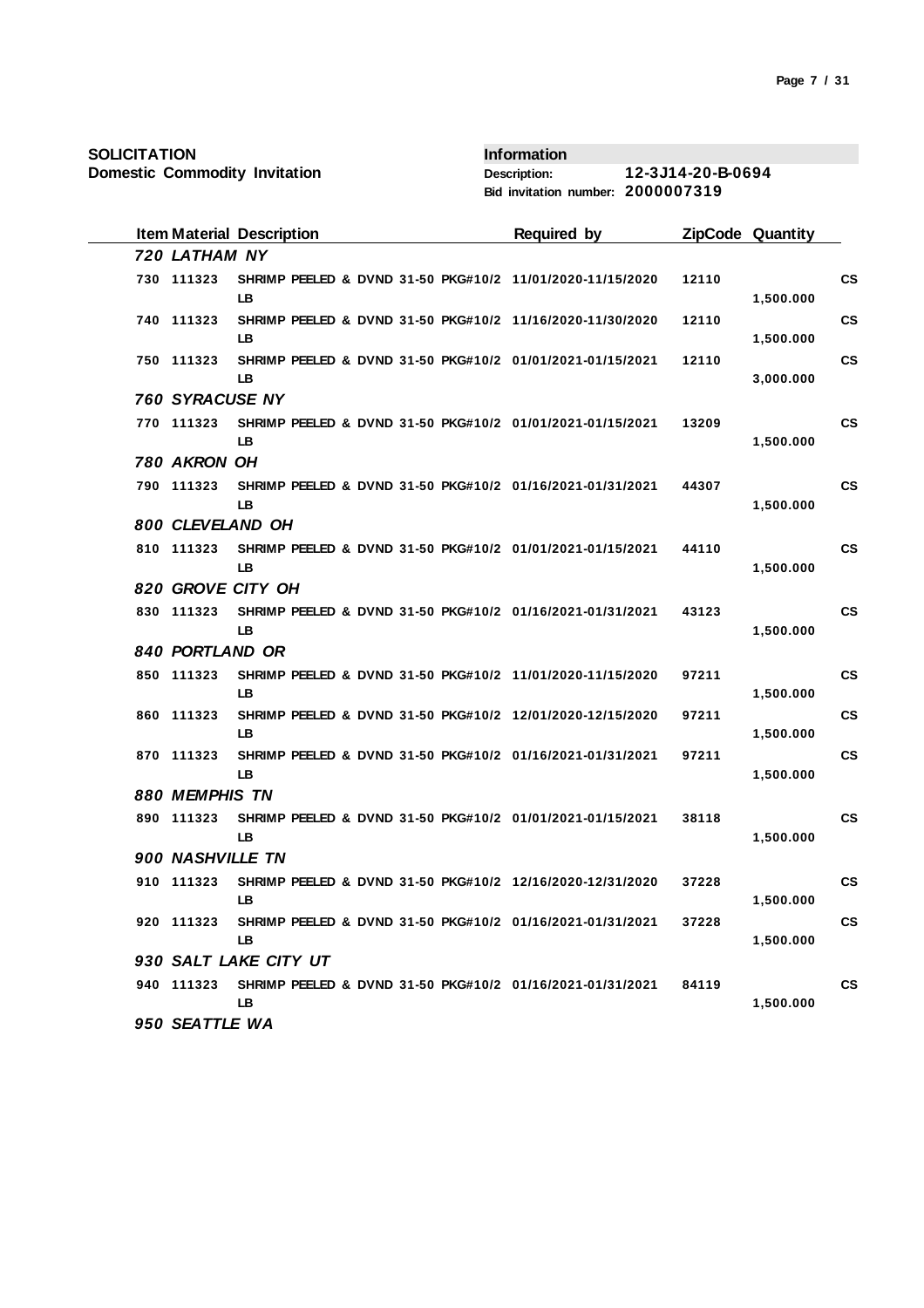**SOLICITATION**
**Domestic Commodity Invitation**

**Information**
**Description:** 12-3J14-20-B-0694
**Bid invitation number:** 2000007319

| Item | Material | Description | Required by | ZipCode | Quantity | |
|---|---|---|---|---|---|---|
| ***720 LATHAM NY*** | | | | | | |
| 730 | 111323 | SHRIMP PEELED & DVND 31-50 PKG#10/2 LB | 11/01/2020-11/15/2020 | 12110 | 1,500.000 | CS |
| 740 | 111323 | SHRIMP PEELED & DVND 31-50 PKG#10/2 LB | 11/16/2020-11/30/2020 | 12110 | 1,500.000 | CS |
| 750 | 111323 | SHRIMP PEELED & DVND 31-50 PKG#10/2 LB | 01/01/2021-01/15/2021 | 12110 | 3,000.000 | CS |
| ***760 SYRACUSE NY*** | | | | | | |
| 770 | 111323 | SHRIMP PEELED & DVND 31-50 PKG#10/2 LB | 01/01/2021-01/15/2021 | 13209 | 1,500.000 | CS |
| ***780 AKRON OH*** | | | | | | |
| 790 | 111323 | SHRIMP PEELED & DVND 31-50 PKG#10/2 LB | 01/16/2021-01/31/2021 | 44307 | 1,500.000 | CS |
| ***800 CLEVELAND OH*** | | | | | | |
| 810 | 111323 | SHRIMP PEELED & DVND 31-50 PKG#10/2 LB | 01/01/2021-01/15/2021 | 44110 | 1,500.000 | CS |
| ***820 GROVE CITY OH*** | | | | | | |
| 830 | 111323 | SHRIMP PEELED & DVND 31-50 PKG#10/2 LB | 01/16/2021-01/31/2021 | 43123 | 1,500.000 | CS |
| ***840 PORTLAND OR*** | | | | | | |
| 850 | 111323 | SHRIMP PEELED & DVND 31-50 PKG#10/2 LB | 11/01/2020-11/15/2020 | 97211 | 1,500.000 | CS |
| 860 | 111323 | SHRIMP PEELED & DVND 31-50 PKG#10/2 LB | 12/01/2020-12/15/2020 | 97211 | 1,500.000 | CS |
| 870 | 111323 | SHRIMP PEELED & DVND 31-50 PKG#10/2 LB | 01/16/2021-01/31/2021 | 97211 | 1,500.000 | CS |
| ***880 MEMPHIS TN*** | | | | | | |
| 890 | 111323 | SHRIMP PEELED & DVND 31-50 PKG#10/2 LB | 01/01/2021-01/15/2021 | 38118 | 1,500.000 | CS |
| ***900 NASHVILLE TN*** | | | | | | |
| 910 | 111323 | SHRIMP PEELED & DVND 31-50 PKG#10/2 LB | 12/16/2020-12/31/2020 | 37228 | 1,500.000 | CS |
| 920 | 111323 | SHRIMP PEELED & DVND 31-50 PKG#10/2 LB | 01/16/2021-01/31/2021 | 37228 | 1,500.000 | CS |
| ***930 SALT LAKE CITY UT*** | | | | | | |
| 940 | 111323 | SHRIMP PEELED & DVND 31-50 PKG#10/2 LB | 01/16/2021-01/31/2021 | 84119 | 1,500.000 | CS |
| ***950 SEATTLE WA*** | | | | | | |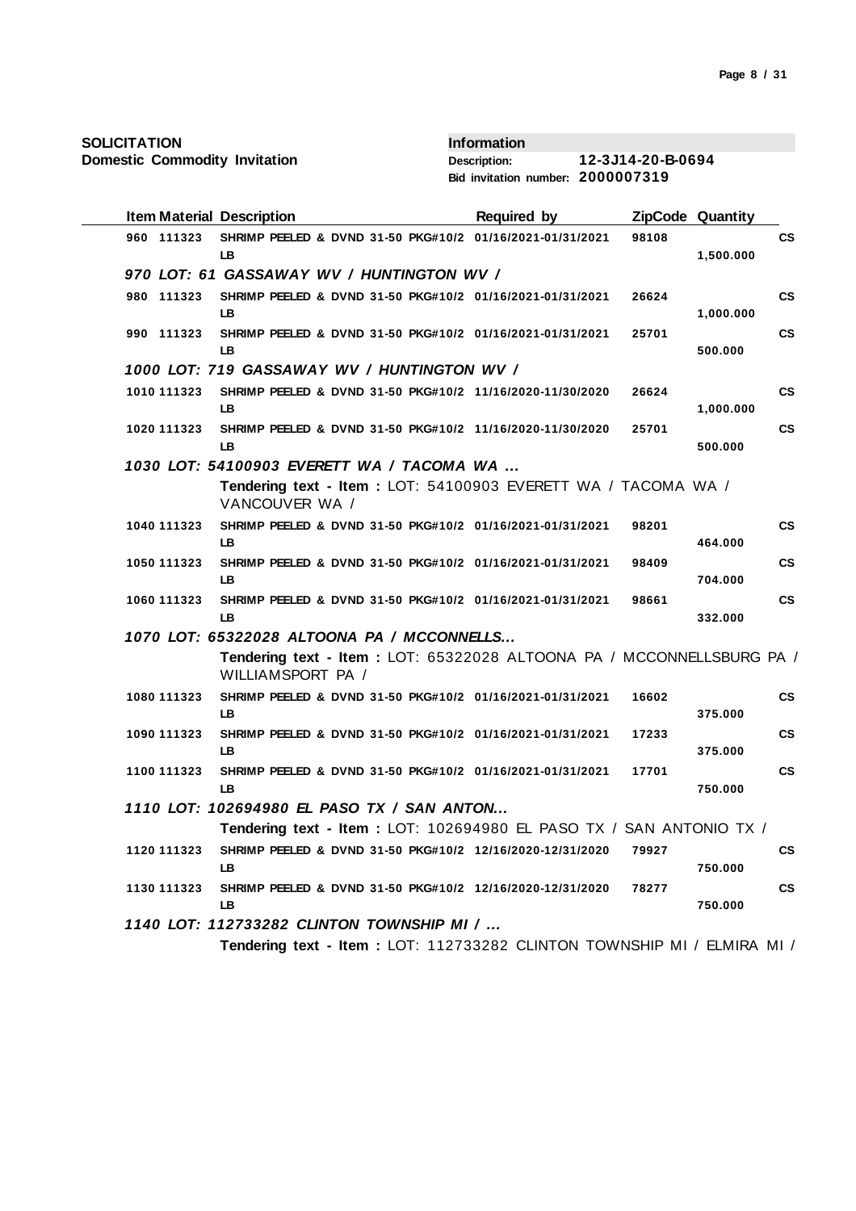**SOLICITATION**
**Domestic Commodity Invitation**

**Information**
**Description:** 12-3J14-20-B-0694
**Bid invitation number:** 2000007319

| Item | Material | Description | Required by | ZipCode | Quantity | |
|---|---|---|---|---|---|---|
| 960 | 111323 | SHRIMP PEELED & DVND 31-50 PKG#10/2 LB | 01/16/2021-01/31/2021 | 98108 | 1,500.000 | CS |
| ***970 LOT: 61 GASSAWAY WV / HUNTINGTON WV /*** | | | | | | |
| 980 | 111323 | SHRIMP PEELED & DVND 31-50 PKG#10/2 LB | 01/16/2021-01/31/2021 | 26624 | 1,000.000 | CS |
| 990 | 111323 | SHRIMP PEELED & DVND 31-50 PKG#10/2 LB | 01/16/2021-01/31/2021 | 25701 | 500.000 | CS |
| ***1000 LOT: 719 GASSAWAY WV / HUNTINGTON WV /*** | | | | | | |
| 1010 | 111323 | SHRIMP PEELED & DVND 31-50 PKG#10/2 LB | 11/16/2020-11/30/2020 | 26624 | 1,000.000 | CS |
| 1020 | 111323 | SHRIMP PEELED & DVND 31-50 PKG#10/2 LB | 11/16/2020-11/30/2020 | 25701 | 500.000 | CS |
| ***1030 LOT: 54100903 EVERETT WA / TACOMA WA ...*** | | | | | | |
| | | **Tendering text - Item :** LOT: 54100903 EVERETT WA / TACOMA WA / VANCOUVER WA / | | | | |
| 1040 | 111323 | SHRIMP PEELED & DVND 31-50 PKG#10/2 LB | 01/16/2021-01/31/2021 | 98201 | 464.000 | CS |
| 1050 | 111323 | SHRIMP PEELED & DVND 31-50 PKG#10/2 LB | 01/16/2021-01/31/2021 | 98409 | 704.000 | CS |
| 1060 | 111323 | SHRIMP PEELED & DVND 31-50 PKG#10/2 LB | 01/16/2021-01/31/2021 | 98661 | 332.000 | CS |
| ***1070 LOT: 65322028 ALTOONA PA / MCCONNELLS...*** | | | | | | |
| | | **Tendering text - Item :** LOT: 65322028 ALTOONA PA / MCCONNELLSBURG PA / WILLIAMSPORT PA / | | | | |
| 1080 | 111323 | SHRIMP PEELED & DVND 31-50 PKG#10/2 LB | 01/16/2021-01/31/2021 | 16602 | 375.000 | CS |
| 1090 | 111323 | SHRIMP PEELED & DVND 31-50 PKG#10/2 LB | 01/16/2021-01/31/2021 | 17233 | 375.000 | CS |
| 1100 | 111323 | SHRIMP PEELED & DVND 31-50 PKG#10/2 LB | 01/16/2021-01/31/2021 | 17701 | 750.000 | CS |
| ***1110 LOT: 102694980 EL PASO TX / SAN ANTON...*** | | | | | | |
| | | **Tendering text - Item :** LOT: 102694980 EL PASO TX / SAN ANTONIO TX / | | | | |
| 1120 | 111323 | SHRIMP PEELED & DVND 31-50 PKG#10/2 LB | 12/16/2020-12/31/2020 | 79927 | 750.000 | CS |
| 1130 | 111323 | SHRIMP PEELED & DVND 31-50 PKG#10/2 LB | 12/16/2020-12/31/2020 | 78277 | 750.000 | CS |
| ***1140 LOT: 112733282 CLINTON TOWNSHIP MI / ...*** | | | | | | |
| | | **Tendering text - Item :** LOT: 112733282 CLINTON TOWNSHIP MI / ELMIRA MI / | | | | |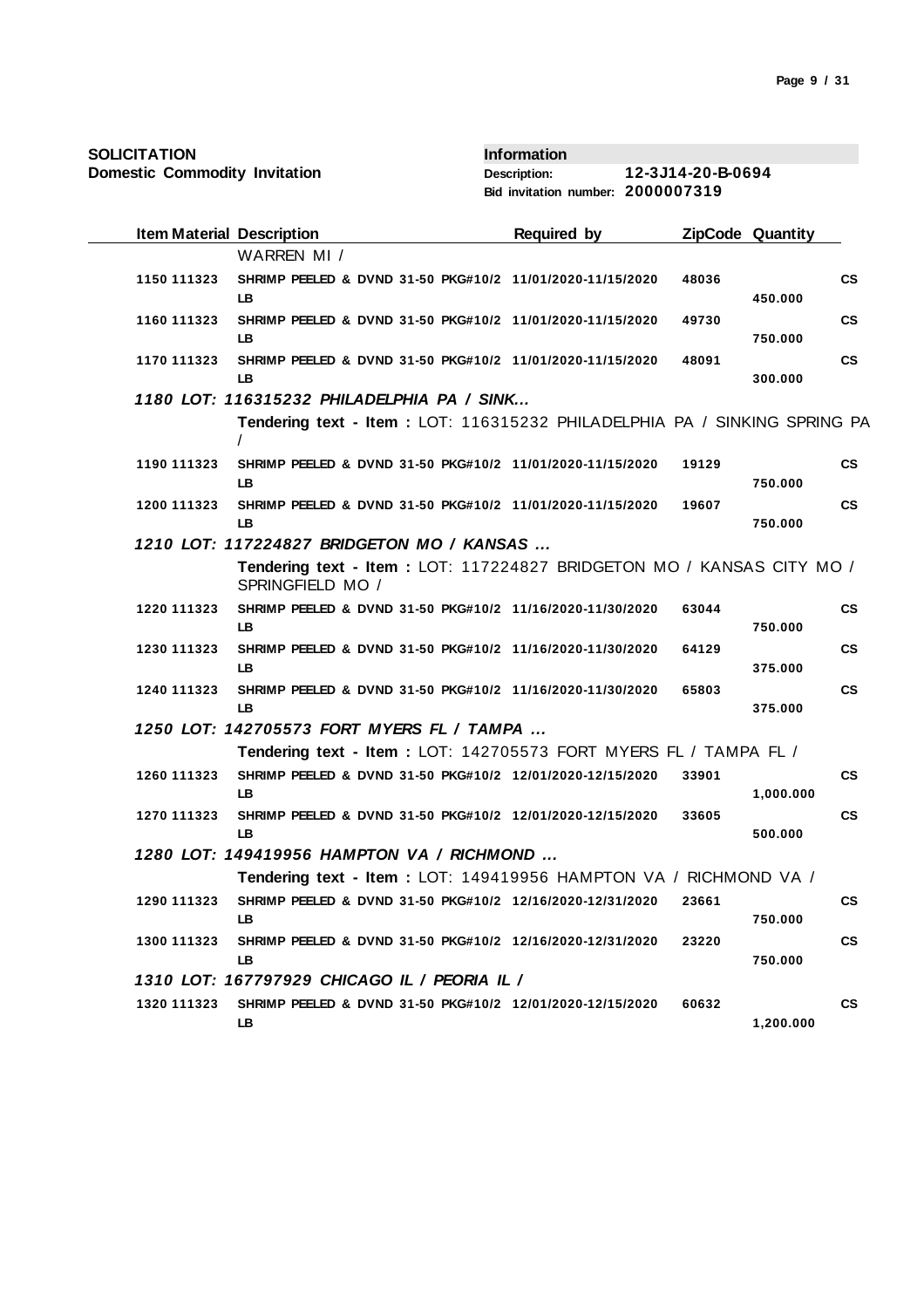**SOLICITATION**
**Domestic Commodity Invitation**

**Information**
**Description:** 12-3J14-20-B-0694
**Bid invitation number:** 2000007319

| Item | Material | Description | Required by | ZipCode | Quantity | |
|---|---|---|---|---|---|---|
| | | WARREN MI / | | | | |
| 1150 | 111323 | SHRIMP PEELED & DVND 31-50 PKG#10/2 LB | 11/01/2020-11/15/2020 | 48036 | 450.000 | CS |
| 1160 | 111323 | SHRIMP PEELED & DVND 31-50 PKG#10/2 LB | 11/01/2020-11/15/2020 | 49730 | 750.000 | CS |
| 1170 | 111323 | SHRIMP PEELED & DVND 31-50 PKG#10/2 LB | 11/01/2020-11/15/2020 | 48091 | 300.000 | CS |
| ***1180*** | | ***LOT: 116315232 PHILADELPHIA PA / SINK...*** | | | | |
| | | **Tendering text - Item :** LOT: 116315232 PHILADELPHIA PA / SINKING SPRING PA / | | | | |
| 1190 | 111323 | SHRIMP PEELED & DVND 31-50 PKG#10/2 LB | 11/01/2020-11/15/2020 | 19129 | 750.000 | CS |
| 1200 | 111323 | SHRIMP PEELED & DVND 31-50 PKG#10/2 LB | 11/01/2020-11/15/2020 | 19607 | 750.000 | CS |
| ***1210*** | | ***LOT: 117224827 BRIDGETON MO / KANSAS ...*** | | | | |
| | | **Tendering text - Item :** LOT: 117224827 BRIDGETON MO / KANSAS CITY MO / SPRINGFIELD MO / | | | | |
| 1220 | 111323 | SHRIMP PEELED & DVND 31-50 PKG#10/2 LB | 11/16/2020-11/30/2020 | 63044 | 750.000 | CS |
| 1230 | 111323 | SHRIMP PEELED & DVND 31-50 PKG#10/2 LB | 11/16/2020-11/30/2020 | 64129 | 375.000 | CS |
| 1240 | 111323 | SHRIMP PEELED & DVND 31-50 PKG#10/2 LB | 11/16/2020-11/30/2020 | 65803 | 375.000 | CS |
| ***1250*** | | ***LOT: 142705573 FORT MYERS FL / TAMPA ...*** | | | | |
| | | **Tendering text - Item :** LOT: 142705573 FORT MYERS FL / TAMPA FL / | | | | |
| 1260 | 111323 | SHRIMP PEELED & DVND 31-50 PKG#10/2 LB | 12/01/2020-12/15/2020 | 33901 | 1,000.000 | CS |
| 1270 | 111323 | SHRIMP PEELED & DVND 31-50 PKG#10/2 LB | 12/01/2020-12/15/2020 | 33605 | 500.000 | CS |
| ***1280*** | | ***LOT: 149419956 HAMPTON VA / RICHMOND ...*** | | | | |
| | | **Tendering text - Item :** LOT: 149419956 HAMPTON VA / RICHMOND VA / | | | | |
| 1290 | 111323 | SHRIMP PEELED & DVND 31-50 PKG#10/2 LB | 12/16/2020-12/31/2020 | 23661 | 750.000 | CS |
| 1300 | 111323 | SHRIMP PEELED & DVND 31-50 PKG#10/2 LB | 12/16/2020-12/31/2020 | 23220 | 750.000 | CS |
| ***1310*** | | ***LOT: 167797929 CHICAGO IL / PEORIA IL /*** | | | | |
| 1320 | 111323 | SHRIMP PEELED & DVND 31-50 PKG#10/2 LB | 12/01/2020-12/15/2020 | 60632 | 1,200.000 | CS |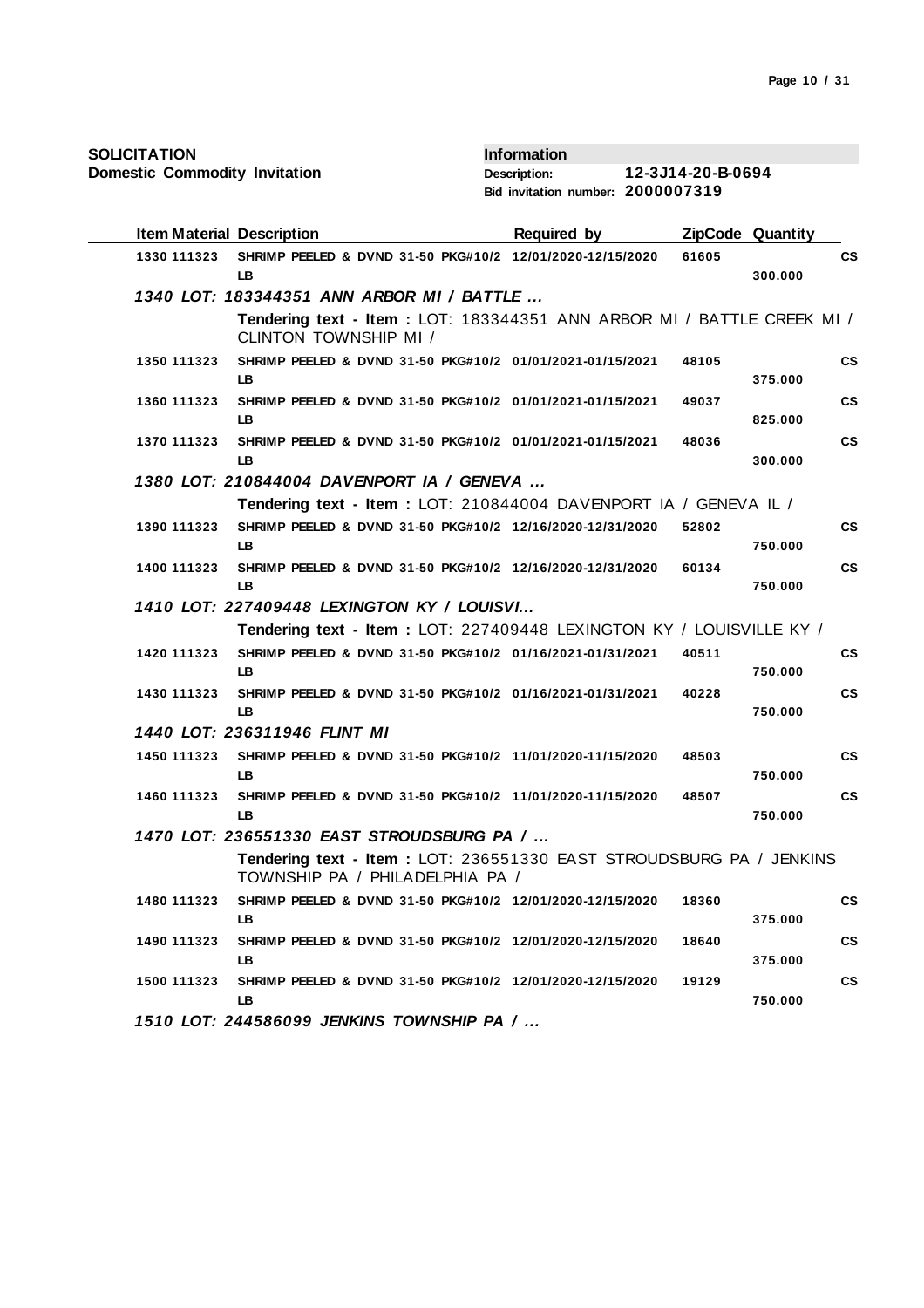**SOLICITATION**
**Domestic Commodity Invitation**

**Information**
**Description:** 12-3J14-20-B-0694
**Bid invitation number:** 2000007319

| Item | Material | Description | Required by | ZipCode | Quantity | |
|---|---|---|---|---|---|---|
| 1330 | 111323 | SHRIMP PEELED & DVND 31-50 PKG#10/2 LB | 12/01/2020-12/15/2020 | 61605 | 300.000 | CS |

***1340 LOT: 183344351 ANN ARBOR MI / BATTLE ...***

**Tendering text - Item :** LOT: 183344351 ANN ARBOR MI / BATTLE CREEK MI / CLINTON TOWNSHIP MI /

| Item | Material | Description | Required by | ZipCode | Quantity | |
|---|---|---|---|---|---|---|
| 1350 | 111323 | SHRIMP PEELED & DVND 31-50 PKG#10/2 LB | 01/01/2021-01/15/2021 | 48105 | 375.000 | CS |
| 1360 | 111323 | SHRIMP PEELED & DVND 31-50 PKG#10/2 LB | 01/01/2021-01/15/2021 | 49037 | 825.000 | CS |
| 1370 | 111323 | SHRIMP PEELED & DVND 31-50 PKG#10/2 LB | 01/01/2021-01/15/2021 | 48036 | 300.000 | CS |

***1380 LOT: 210844004 DAVENPORT IA / GENEVA ...***

**Tendering text - Item :** LOT: 210844004 DAVENPORT IA / GENEVA IL /

| Item | Material | Description | Required by | ZipCode | Quantity | |
|---|---|---|---|---|---|---|
| 1390 | 111323 | SHRIMP PEELED & DVND 31-50 PKG#10/2 LB | 12/16/2020-12/31/2020 | 52802 | 750.000 | CS |
| 1400 | 111323 | SHRIMP PEELED & DVND 31-50 PKG#10/2 LB | 12/16/2020-12/31/2020 | 60134 | 750.000 | CS |

***1410 LOT: 227409448 LEXINGTON KY / LOUISVI...***

**Tendering text - Item :** LOT: 227409448 LEXINGTON KY / LOUISVILLE KY /

| Item | Material | Description | Required by | ZipCode | Quantity | |
|---|---|---|---|---|---|---|
| 1420 | 111323 | SHRIMP PEELED & DVND 31-50 PKG#10/2 LB | 01/16/2021-01/31/2021 | 40511 | 750.000 | CS |
| 1430 | 111323 | SHRIMP PEELED & DVND 31-50 PKG#10/2 LB | 01/16/2021-01/31/2021 | 40228 | 750.000 | CS |

***1440 LOT: 236311946 FLINT MI***

| Item | Material | Description | Required by | ZipCode | Quantity | |
|---|---|---|---|---|---|---|
| 1450 | 111323 | SHRIMP PEELED & DVND 31-50 PKG#10/2 LB | 11/01/2020-11/15/2020 | 48503 | 750.000 | CS |
| 1460 | 111323 | SHRIMP PEELED & DVND 31-50 PKG#10/2 LB | 11/01/2020-11/15/2020 | 48507 | 750.000 | CS |

***1470 LOT: 236551330 EAST STROUDSBURG PA / ...***

**Tendering text - Item :** LOT: 236551330 EAST STROUDSBURG PA / JENKINS TOWNSHIP PA / PHILADELPHIA PA /

| Item | Material | Description | Required by | ZipCode | Quantity | |
|---|---|---|---|---|---|---|
| 1480 | 111323 | SHRIMP PEELED & DVND 31-50 PKG#10/2 LB | 12/01/2020-12/15/2020 | 18360 | 375.000 | CS |
| 1490 | 111323 | SHRIMP PEELED & DVND 31-50 PKG#10/2 LB | 12/01/2020-12/15/2020 | 18640 | 375.000 | CS |
| 1500 | 111323 | SHRIMP PEELED & DVND 31-50 PKG#10/2 LB | 12/01/2020-12/15/2020 | 19129 | 750.000 | CS |

***1510 LOT: 244586099 JENKINS TOWNSHIP PA / ...***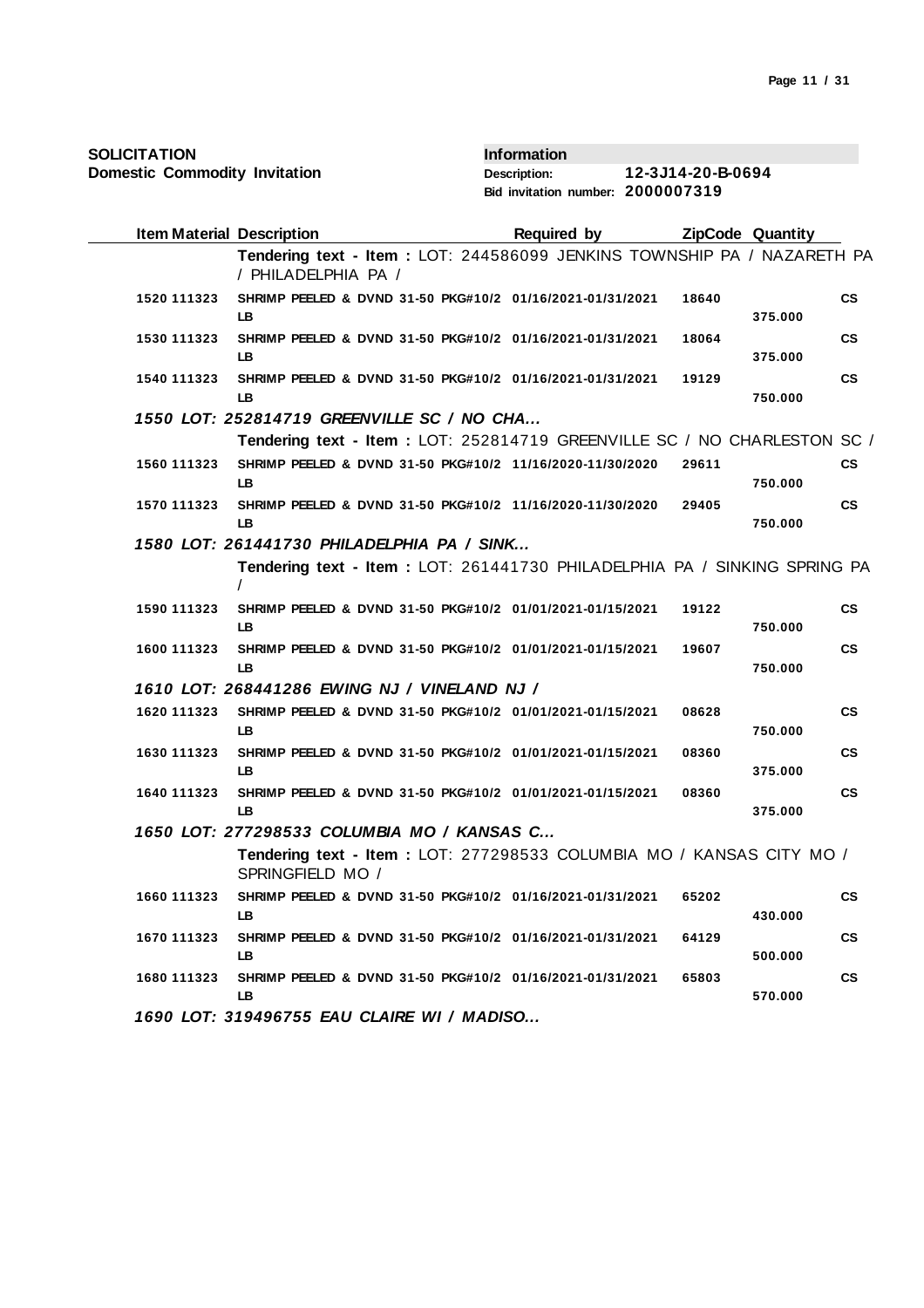**SOLICITATION**
**Domestic Commodity Invitation**

**Information**
**Description:** 12-3J14-20-B-0694
**Bid invitation number:** 2000007319

| Item | Material | Description | Required by | ZipCode | Quantity | |
|---|---|---|---|---|---|---|
| | | **Tendering text - Item :** LOT: 244586099 JENKINS TOWNSHIP PA / NAZARETH PA / PHILADELPHIA PA / | | | | |
| 1520 | 111323 | SHRIMP PEELED & DVND 31-50 PKG#10/2 LB | 01/16/2021-01/31/2021 | 18640 | 375.000 | CS |
| 1530 | 111323 | SHRIMP PEELED & DVND 31-50 PKG#10/2 LB | 01/16/2021-01/31/2021 | 18064 | 375.000 | CS |
| 1540 | 111323 | SHRIMP PEELED & DVND 31-50 PKG#10/2 LB | 01/16/2021-01/31/2021 | 19129 | 750.000 | CS |
| ***1550*** | | ***LOT: 252814719 GREENVILLE SC / NO CHA...*** | | | | |
| | | **Tendering text - Item :** LOT: 252814719 GREENVILLE SC / NO CHARLESTON SC / | | | | |
| 1560 | 111323 | SHRIMP PEELED & DVND 31-50 PKG#10/2 LB | 11/16/2020-11/30/2020 | 29611 | 750.000 | CS |
| 1570 | 111323 | SHRIMP PEELED & DVND 31-50 PKG#10/2 LB | 11/16/2020-11/30/2020 | 29405 | 750.000 | CS |
| ***1580*** | | ***LOT: 261441730 PHILADELPHIA PA / SINK...*** | | | | |
| | | **Tendering text - Item :** LOT: 261441730 PHILADELPHIA PA / SINKING SPRING PA / | | | | |
| 1590 | 111323 | SHRIMP PEELED & DVND 31-50 PKG#10/2 LB | 01/01/2021-01/15/2021 | 19122 | 750.000 | CS |
| 1600 | 111323 | SHRIMP PEELED & DVND 31-50 PKG#10/2 LB | 01/01/2021-01/15/2021 | 19607 | 750.000 | CS |
| ***1610*** | | ***LOT: 268441286 EWING NJ / VINELAND NJ /*** | | | | |
| 1620 | 111323 | SHRIMP PEELED & DVND 31-50 PKG#10/2 LB | 01/01/2021-01/15/2021 | 08628 | 750.000 | CS |
| 1630 | 111323 | SHRIMP PEELED & DVND 31-50 PKG#10/2 LB | 01/01/2021-01/15/2021 | 08360 | 375.000 | CS |
| 1640 | 111323 | SHRIMP PEELED & DVND 31-50 PKG#10/2 LB | 01/01/2021-01/15/2021 | 08360 | 375.000 | CS |
| ***1650*** | | ***LOT: 277298533 COLUMBIA MO / KANSAS C...*** | | | | |
| | | **Tendering text - Item :** LOT: 277298533 COLUMBIA MO / KANSAS CITY MO / SPRINGFIELD MO / | | | | |
| 1660 | 111323 | SHRIMP PEELED & DVND 31-50 PKG#10/2 LB | 01/16/2021-01/31/2021 | 65202 | 430.000 | CS |
| 1670 | 111323 | SHRIMP PEELED & DVND 31-50 PKG#10/2 LB | 01/16/2021-01/31/2021 | 64129 | 500.000 | CS |
| 1680 | 111323 | SHRIMP PEELED & DVND 31-50 PKG#10/2 LB | 01/16/2021-01/31/2021 | 65803 | 570.000 | CS |
| ***1690*** | | ***LOT: 319496755 EAU CLAIRE WI / MADISO...*** | | | | |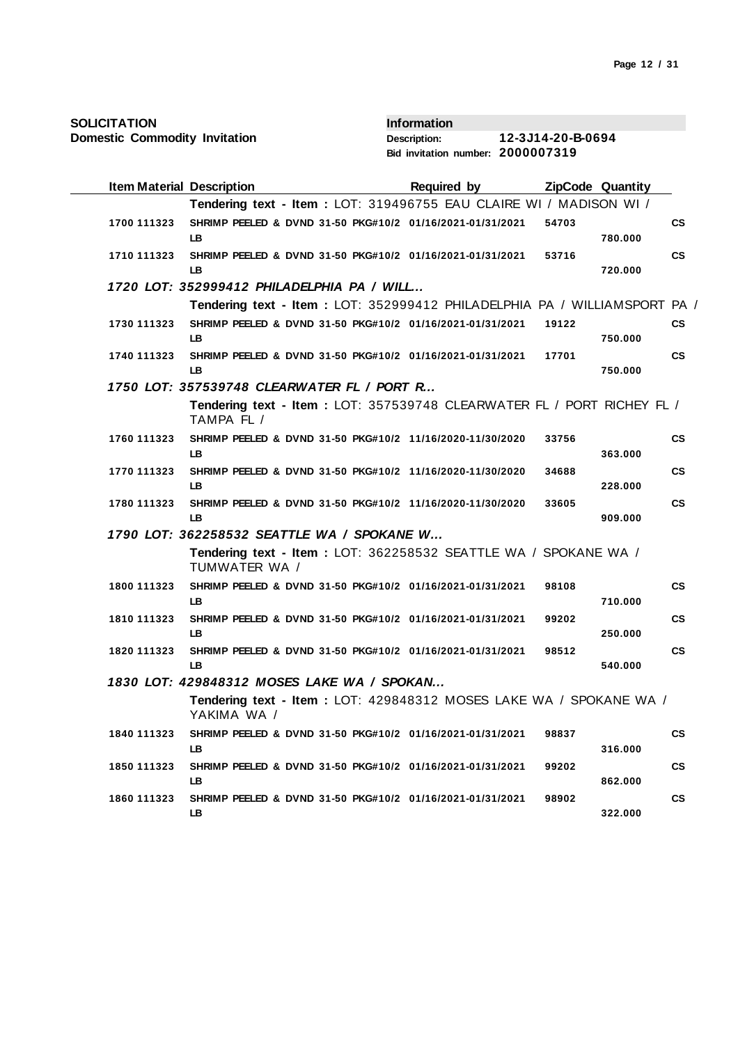**SOLICITATION**
**Domestic Commodity Invitation**

**Information**
**Description:** 12-3J14-20-B-0694
**Bid invitation number:** 2000007319

| Item | Material | Description | Required by | ZipCode | Quantity | |
|---|---|---|---|---|---|---|
| | | **Tendering text - Item :** LOT: 319496755 EAU CLAIRE WI / MADISON WI / | | | | |
| 1700 | 111323 | SHRIMP PEELED & DVND 31-50 PKG#10/2 LB | 01/16/2021-01/31/2021 | 54703 | 780.000 | CS |
| 1710 | 111323 | SHRIMP PEELED & DVND 31-50 PKG#10/2 LB | 01/16/2021-01/31/2021 | 53716 | 720.000 | CS |
| 1720 | | ***LOT: 352999412 PHILADELPHIA PA / WILL...*** | | | | |
| | | **Tendering text - Item :** LOT: 352999412 PHILADELPHIA PA / WILLIAMSPORT PA / | | | | |
| 1730 | 111323 | SHRIMP PEELED & DVND 31-50 PKG#10/2 LB | 01/16/2021-01/31/2021 | 19122 | 750.000 | CS |
| 1740 | 111323 | SHRIMP PEELED & DVND 31-50 PKG#10/2 LB | 01/16/2021-01/31/2021 | 17701 | 750.000 | CS |
| 1750 | | ***LOT: 357539748 CLEARWATER FL / PORT R...*** | | | | |
| | | **Tendering text - Item :** LOT: 357539748 CLEARWATER FL / PORT RICHEY FL / TAMPA FL / | | | | |
| 1760 | 111323 | SHRIMP PEELED & DVND 31-50 PKG#10/2 LB | 11/16/2020-11/30/2020 | 33756 | 363.000 | CS |
| 1770 | 111323 | SHRIMP PEELED & DVND 31-50 PKG#10/2 LB | 11/16/2020-11/30/2020 | 34688 | 228.000 | CS |
| 1780 | 111323 | SHRIMP PEELED & DVND 31-50 PKG#10/2 LB | 11/16/2020-11/30/2020 | 33605 | 909.000 | CS |
| 1790 | | ***LOT: 362258532 SEATTLE WA / SPOKANE W...*** | | | | |
| | | **Tendering text - Item :** LOT: 362258532 SEATTLE WA / SPOKANE WA / TUMWATER WA / | | | | |
| 1800 | 111323 | SHRIMP PEELED & DVND 31-50 PKG#10/2 LB | 01/16/2021-01/31/2021 | 98108 | 710.000 | CS |
| 1810 | 111323 | SHRIMP PEELED & DVND 31-50 PKG#10/2 LB | 01/16/2021-01/31/2021 | 99202 | 250.000 | CS |
| 1820 | 111323 | SHRIMP PEELED & DVND 31-50 PKG#10/2 LB | 01/16/2021-01/31/2021 | 98512 | 540.000 | CS |
| 1830 | | ***LOT: 429848312 MOSES LAKE WA / SPOKAN...*** | | | | |
| | | **Tendering text - Item :** LOT: 429848312 MOSES LAKE WA / SPOKANE WA / YAKIMA WA / | | | | |
| 1840 | 111323 | SHRIMP PEELED & DVND 31-50 PKG#10/2 LB | 01/16/2021-01/31/2021 | 98837 | 316.000 | CS |
| 1850 | 111323 | SHRIMP PEELED & DVND 31-50 PKG#10/2 LB | 01/16/2021-01/31/2021 | 99202 | 862.000 | CS |
| 1860 | 111323 | SHRIMP PEELED & DVND 31-50 PKG#10/2 LB | 01/16/2021-01/31/2021 | 98902 | 322.000 | CS |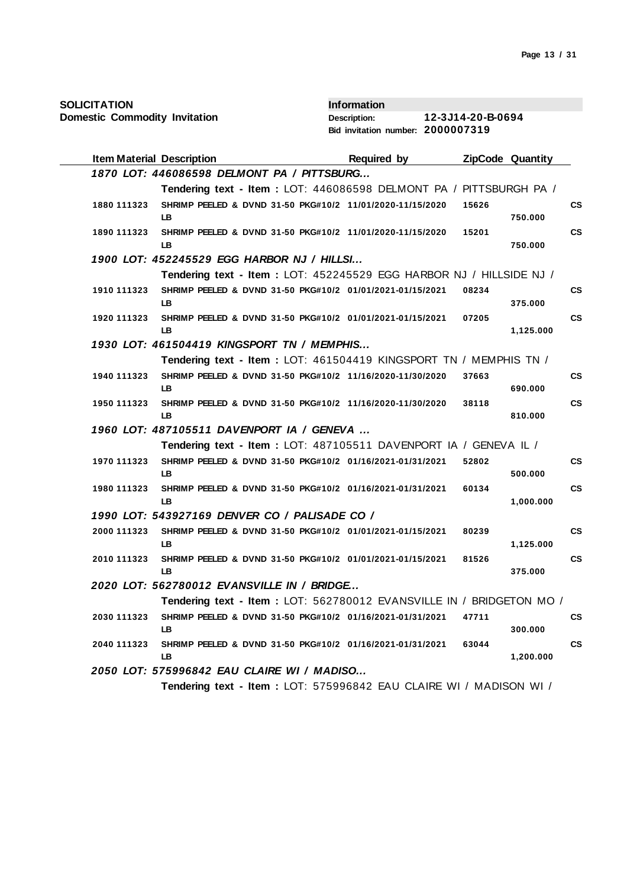**SOLICITATION**
**Domestic Commodity Invitation**

**Information**
**Description:** 12-3J14-20-B-0694
**Bid invitation number:** 2000007319

| Item | Material | Description | Required by | ZipCode | Quantity | |
|---|---|---|---|---|---|---|
| ***1870*** | | ***LOT: 446086598 DELMONT PA / PITTSBURG...*** | | | | |
| | | **Tendering text - Item :** LOT: 446086598 DELMONT PA / PITTSBURGH PA / | | | | |
| 1880 | 111323 | SHRIMP PEELED & DVND 31-50 PKG#10/2 LB | 11/01/2020-11/15/2020 | 15626 | 750.000 | CS |
| 1890 | 111323 | SHRIMP PEELED & DVND 31-50 PKG#10/2 LB | 11/01/2020-11/15/2020 | 15201 | 750.000 | CS |
| ***1900*** | | ***LOT: 452245529 EGG HARBOR NJ / HILLSI...*** | | | | |
| | | **Tendering text - Item :** LOT: 452245529 EGG HARBOR NJ / HILLSIDE NJ / | | | | |
| 1910 | 111323 | SHRIMP PEELED & DVND 31-50 PKG#10/2 LB | 01/01/2021-01/15/2021 | 08234 | 375.000 | CS |
| 1920 | 111323 | SHRIMP PEELED & DVND 31-50 PKG#10/2 LB | 01/01/2021-01/15/2021 | 07205 | 1,125.000 | CS |
| ***1930*** | | ***LOT: 461504419 KINGSPORT TN / MEMPHIS...*** | | | | |
| | | **Tendering text - Item :** LOT: 461504419 KINGSPORT TN / MEMPHIS TN / | | | | |
| 1940 | 111323 | SHRIMP PEELED & DVND 31-50 PKG#10/2 LB | 11/16/2020-11/30/2020 | 37663 | 690.000 | CS |
| 1950 | 111323 | SHRIMP PEELED & DVND 31-50 PKG#10/2 LB | 11/16/2020-11/30/2020 | 38118 | 810.000 | CS |
| ***1960*** | | ***LOT: 487105511 DAVENPORT IA / GENEVA ...*** | | | | |
| | | **Tendering text - Item :** LOT: 487105511 DAVENPORT IA / GENEVA IL / | | | | |
| 1970 | 111323 | SHRIMP PEELED & DVND 31-50 PKG#10/2 LB | 01/16/2021-01/31/2021 | 52802 | 500.000 | CS |
| 1980 | 111323 | SHRIMP PEELED & DVND 31-50 PKG#10/2 LB | 01/16/2021-01/31/2021 | 60134 | 1,000.000 | CS |
| ***1990*** | | ***LOT: 543927169 DENVER CO / PALISADE CO /*** | | | | |
| 2000 | 111323 | SHRIMP PEELED & DVND 31-50 PKG#10/2 LB | 01/01/2021-01/15/2021 | 80239 | 1,125.000 | CS |
| 2010 | 111323 | SHRIMP PEELED & DVND 31-50 PKG#10/2 LB | 01/01/2021-01/15/2021 | 81526 | 375.000 | CS |
| ***2020*** | | ***LOT: 562780012 EVANSVILLE IN / BRIDGE...*** | | | | |
| | | **Tendering text - Item :** LOT: 562780012 EVANSVILLE IN / BRIDGETON MO / | | | | |
| 2030 | 111323 | SHRIMP PEELED & DVND 31-50 PKG#10/2 LB | 01/16/2021-01/31/2021 | 47711 | 300.000 | CS |
| 2040 | 111323 | SHRIMP PEELED & DVND 31-50 PKG#10/2 LB | 01/16/2021-01/31/2021 | 63044 | 1,200.000 | CS |
| ***2050*** | | ***LOT: 575996842 EAU CLAIRE WI / MADISO...*** | | | | |
| | | **Tendering text - Item :** LOT: 575996842 EAU CLAIRE WI / MADISON WI / | | | | |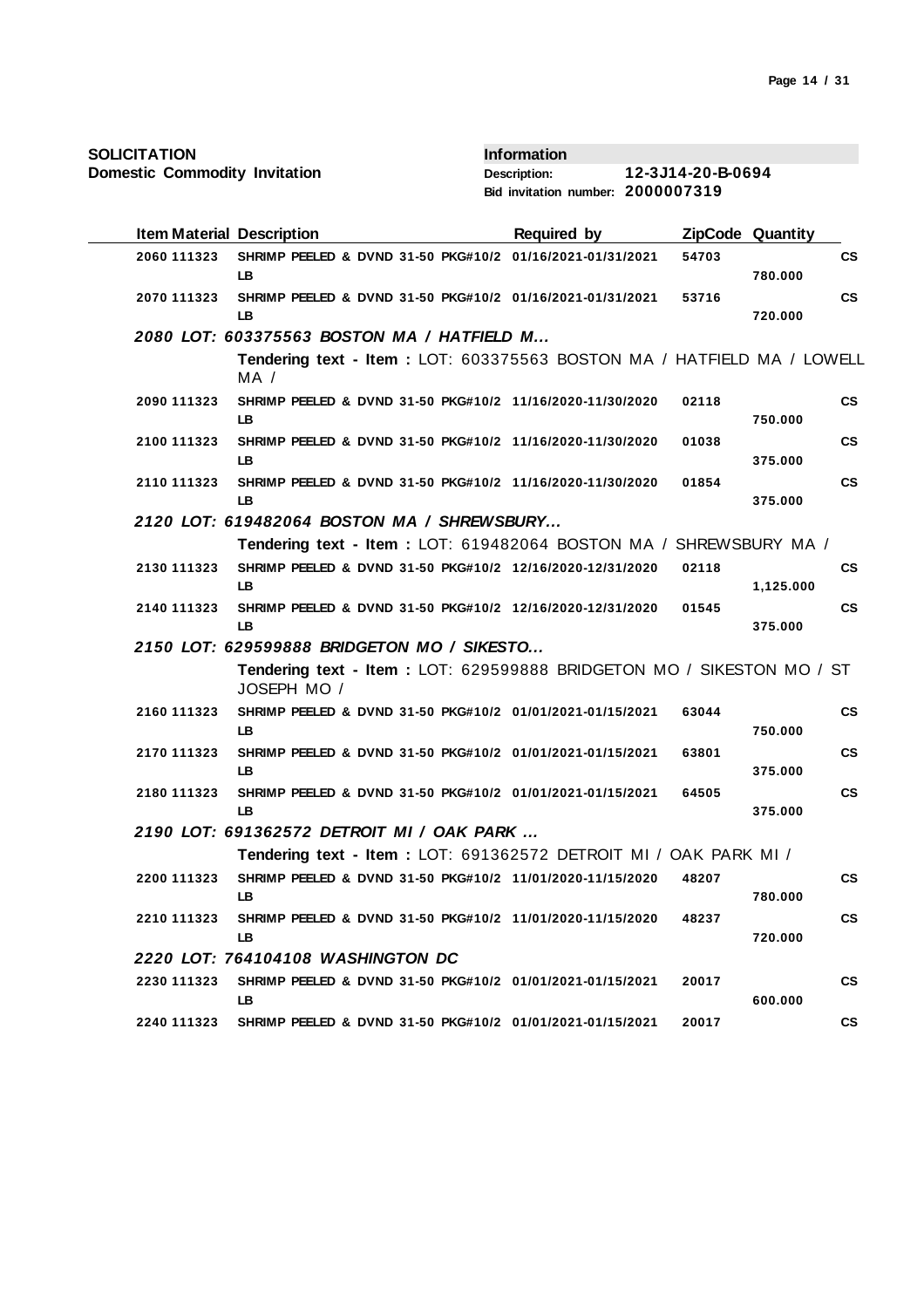**SOLICITATION**
**Domestic Commodity Invitation**

**Information**
**Description:** 12-3J14-20-B-0694
**Bid invitation number:** 2000007319

| Item | Material | Description | Required by | ZipCode | Quantity | |
|---|---|---|---|---|---|---|
| 2060 | 111323 | SHRIMP PEELED & DVND 31-50 PKG#10/2 LB | 01/16/2021-01/31/2021 | 54703 | 780.000 | CS |
| 2070 | 111323 | SHRIMP PEELED & DVND 31-50 PKG#10/2 LB | 01/16/2021-01/31/2021 | 53716 | 720.000 | CS |

***2080 LOT: 603375563 BOSTON MA / HATFIELD M...***

**Tendering text - Item :** LOT: 603375563 BOSTON MA / HATFIELD MA / LOWELL MA /

| Item | Material | Description | Required by | ZipCode | Quantity | |
|---|---|---|---|---|---|---|
| 2090 | 111323 | SHRIMP PEELED & DVND 31-50 PKG#10/2 LB | 11/16/2020-11/30/2020 | 02118 | 750.000 | CS |
| 2100 | 111323 | SHRIMP PEELED & DVND 31-50 PKG#10/2 LB | 11/16/2020-11/30/2020 | 01038 | 375.000 | CS |
| 2110 | 111323 | SHRIMP PEELED & DVND 31-50 PKG#10/2 LB | 11/16/2020-11/30/2020 | 01854 | 375.000 | CS |

***2120 LOT: 619482064 BOSTON MA / SHREWSBURY...***

**Tendering text - Item :** LOT: 619482064 BOSTON MA / SHREWSBURY MA /

| Item | Material | Description | Required by | ZipCode | Quantity | |
|---|---|---|---|---|---|---|
| 2130 | 111323 | SHRIMP PEELED & DVND 31-50 PKG#10/2 LB | 12/16/2020-12/31/2020 | 02118 | 1,125.000 | CS |
| 2140 | 111323 | SHRIMP PEELED & DVND 31-50 PKG#10/2 LB | 12/16/2020-12/31/2020 | 01545 | 375.000 | CS |

***2150 LOT: 629599888 BRIDGETON MO / SIKESTO...***

**Tendering text - Item :** LOT: 629599888 BRIDGETON MO / SIKESTON MO / ST JOSEPH MO /

| Item | Material | Description | Required by | ZipCode | Quantity | |
|---|---|---|---|---|---|---|
| 2160 | 111323 | SHRIMP PEELED & DVND 31-50 PKG#10/2 LB | 01/01/2021-01/15/2021 | 63044 | 750.000 | CS |
| 2170 | 111323 | SHRIMP PEELED & DVND 31-50 PKG#10/2 LB | 01/01/2021-01/15/2021 | 63801 | 375.000 | CS |
| 2180 | 111323 | SHRIMP PEELED & DVND 31-50 PKG#10/2 LB | 01/01/2021-01/15/2021 | 64505 | 375.000 | CS |

***2190 LOT: 691362572 DETROIT MI / OAK PARK ...***

**Tendering text - Item :** LOT: 691362572 DETROIT MI / OAK PARK MI /

| Item | Material | Description | Required by | ZipCode | Quantity | |
|---|---|---|---|---|---|---|
| 2200 | 111323 | SHRIMP PEELED & DVND 31-50 PKG#10/2 LB | 11/01/2020-11/15/2020 | 48207 | 780.000 | CS |
| 2210 | 111323 | SHRIMP PEELED & DVND 31-50 PKG#10/2 LB | 11/01/2020-11/15/2020 | 48237 | 720.000 | CS |

***2220 LOT: 764104108 WASHINGTON DC***

| Item | Material | Description | Required by | ZipCode | Quantity | |
|---|---|---|---|---|---|---|
| 2230 | 111323 | SHRIMP PEELED & DVND 31-50 PKG#10/2 LB | 01/01/2021-01/15/2021 | 20017 | 600.000 | CS |
| 2240 | 111323 | SHRIMP PEELED & DVND 31-50 PKG#10/2 | 01/01/2021-01/15/2021 | 20017 | | CS |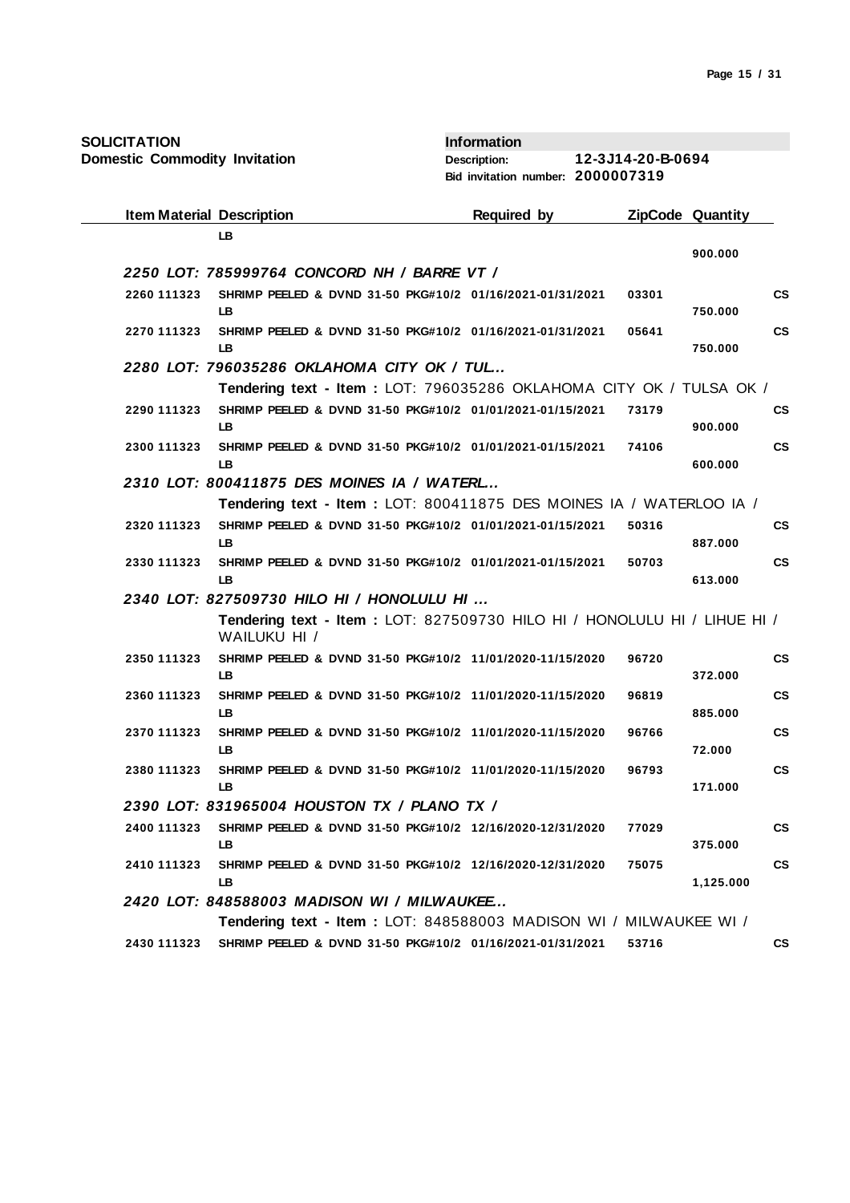**SOLICITATION**
**Domestic Commodity Invitation**

**Information**
**Description:** 12-3J14-20-B-0694
**Bid invitation number:** 2000007319

| Item | Material | Description | Required by | ZipCode | Quantity | |
|---|---|---|---|---|---|---|
| | | LB | | | 900.000 | |
| ***2250 LOT: 785999764 CONCORD NH / BARRE VT /*** | | | | | | |
| 2260 | 111323 | SHRIMP PEELED & DVND 31-50 PKG#10/2 LB | 01/16/2021-01/31/2021 | 03301 | 750.000 | CS |
| 2270 | 111323 | SHRIMP PEELED & DVND 31-50 PKG#10/2 LB | 01/16/2021-01/31/2021 | 05641 | 750.000 | CS |
| ***2280 LOT: 796035286 OKLAHOMA CITY OK / TUL...*** | | | | | | |
| | | **Tendering text - Item :** LOT: 796035286 OKLAHOMA CITY OK / TULSA OK / | | | | |
| 2290 | 111323 | SHRIMP PEELED & DVND 31-50 PKG#10/2 LB | 01/01/2021-01/15/2021 | 73179 | 900.000 | CS |
| 2300 | 111323 | SHRIMP PEELED & DVND 31-50 PKG#10/2 LB | 01/01/2021-01/15/2021 | 74106 | 600.000 | CS |
| ***2310 LOT: 800411875 DES MOINES IA / WATERL...*** | | | | | | |
| | | **Tendering text - Item :** LOT: 800411875 DES MOINES IA / WATERLOO IA / | | | | |
| 2320 | 111323 | SHRIMP PEELED & DVND 31-50 PKG#10/2 LB | 01/01/2021-01/15/2021 | 50316 | 887.000 | CS |
| 2330 | 111323 | SHRIMP PEELED & DVND 31-50 PKG#10/2 LB | 01/01/2021-01/15/2021 | 50703 | 613.000 | CS |
| ***2340 LOT: 827509730 HILO HI / HONOLULU HI ...*** | | | | | | |
| | | **Tendering text - Item :** LOT: 827509730 HILO HI / HONOLULU HI / LIHUE HI / WAILUKU HI / | | | | |
| 2350 | 111323 | SHRIMP PEELED & DVND 31-50 PKG#10/2 LB | 11/01/2020-11/15/2020 | 96720 | 372.000 | CS |
| 2360 | 111323 | SHRIMP PEELED & DVND 31-50 PKG#10/2 LB | 11/01/2020-11/15/2020 | 96819 | 885.000 | CS |
| 2370 | 111323 | SHRIMP PEELED & DVND 31-50 PKG#10/2 LB | 11/01/2020-11/15/2020 | 96766 | 72.000 | CS |
| 2380 | 111323 | SHRIMP PEELED & DVND 31-50 PKG#10/2 LB | 11/01/2020-11/15/2020 | 96793 | 171.000 | CS |
| ***2390 LOT: 831965004 HOUSTON TX / PLANO TX /*** | | | | | | |
| 2400 | 111323 | SHRIMP PEELED & DVND 31-50 PKG#10/2 LB | 12/16/2020-12/31/2020 | 77029 | 375.000 | CS |
| 2410 | 111323 | SHRIMP PEELED & DVND 31-50 PKG#10/2 LB | 12/16/2020-12/31/2020 | 75075 | 1,125.000 | CS |
| ***2420 LOT: 848588003 MADISON WI / MILWAUKEE...*** | | | | | | |
| | | **Tendering text - Item :** LOT: 848588003 MADISON WI / MILWAUKEE WI / | | | | |
| 2430 | 111323 | SHRIMP PEELED & DVND 31-50 PKG#10/2 | 01/16/2021-01/31/2021 | 53716 | | CS |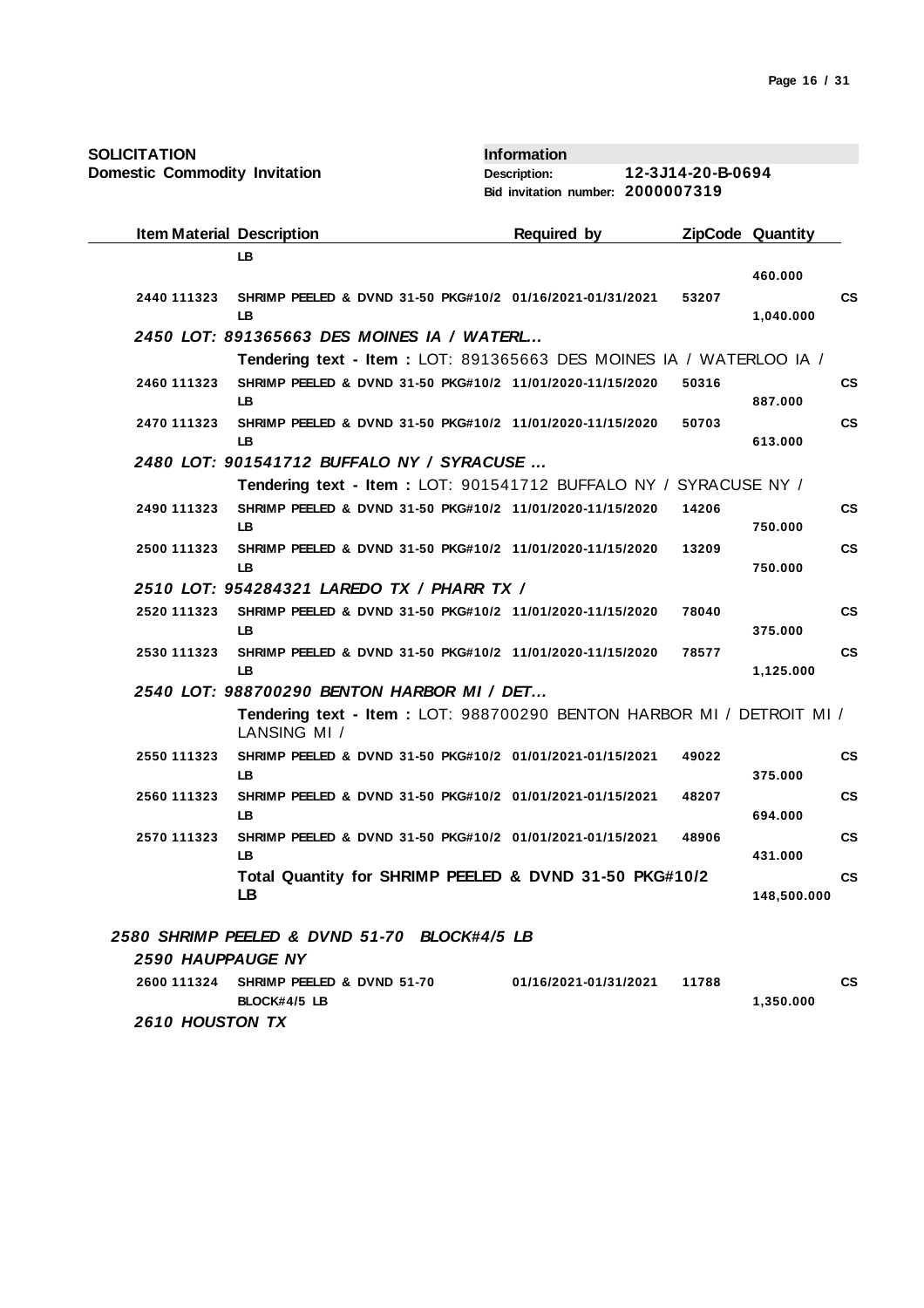**SOLICITATION**
**Domestic Commodity Invitation**

**Information**
**Description:** 12-3J14-20-B-0694
**Bid invitation number:** 2000007319

| Item | Material | Description | Required by | ZipCode | Quantity | |
|---|---|---|---|---|---|---|
| | | LB | | | 460.000 | |
| 2440 | 111323 | SHRIMP PEELED & DVND 31-50 PKG#10/2 LB | 01/16/2021-01/31/2021 | 53207 | 1,040.000 | CS |
| ***2450 LOT: 891365663 DES MOINES IA / WATERL...*** | | | | | | |
| | | **Tendering text - Item :** LOT: 891365663 DES MOINES IA / WATERLOO IA / | | | | |
| 2460 | 111323 | SHRIMP PEELED & DVND 31-50 PKG#10/2 LB | 11/01/2020-11/15/2020 | 50316 | 887.000 | CS |
| 2470 | 111323 | SHRIMP PEELED & DVND 31-50 PKG#10/2 LB | 11/01/2020-11/15/2020 | 50703 | 613.000 | CS |
| ***2480 LOT: 901541712 BUFFALO NY / SYRACUSE ...*** | | | | | | |
| | | **Tendering text - Item :** LOT: 901541712 BUFFALO NY / SYRACUSE NY / | | | | |
| 2490 | 111323 | SHRIMP PEELED & DVND 31-50 PKG#10/2 LB | 11/01/2020-11/15/2020 | 14206 | 750.000 | CS |
| 2500 | 111323 | SHRIMP PEELED & DVND 31-50 PKG#10/2 LB | 11/01/2020-11/15/2020 | 13209 | 750.000 | CS |
| ***2510 LOT: 954284321 LAREDO TX / PHARR TX /*** | | | | | | |
| 2520 | 111323 | SHRIMP PEELED & DVND 31-50 PKG#10/2 LB | 11/01/2020-11/15/2020 | 78040 | 375.000 | CS |
| 2530 | 111323 | SHRIMP PEELED & DVND 31-50 PKG#10/2 LB | 11/01/2020-11/15/2020 | 78577 | 1,125.000 | CS |
| ***2540 LOT: 988700290 BENTON HARBOR MI / DET...*** | | | | | | |
| | | **Tendering text - Item :** LOT: 988700290 BENTON HARBOR MI / DETROIT MI / LANSING MI / | | | | |
| 2550 | 111323 | SHRIMP PEELED & DVND 31-50 PKG#10/2 LB | 01/01/2021-01/15/2021 | 49022 | 375.000 | CS |
| 2560 | 111323 | SHRIMP PEELED & DVND 31-50 PKG#10/2 LB | 01/01/2021-01/15/2021 | 48207 | 694.000 | CS |
| 2570 | 111323 | SHRIMP PEELED & DVND 31-50 PKG#10/2 LB | 01/01/2021-01/15/2021 | 48906 | 431.000 | CS |
| | | **Total Quantity for SHRIMP PEELED & DVND 31-50 PKG#10/2 LB** | | | **148,500.000** | **CS** |
| ***2580 SHRIMP PEELED & DVND 51-70 BLOCK#4/5 LB*** | | | | | | |
| ***2590 HAUPPAUGE NY*** | | | | | | |
| 2600 | 111324 | SHRIMP PEELED & DVND 51-70 BLOCK#4/5 LB | 01/16/2021-01/31/2021 | 11788 | 1,350.000 | CS |
| ***2610 HOUSTON TX*** | | | | | | |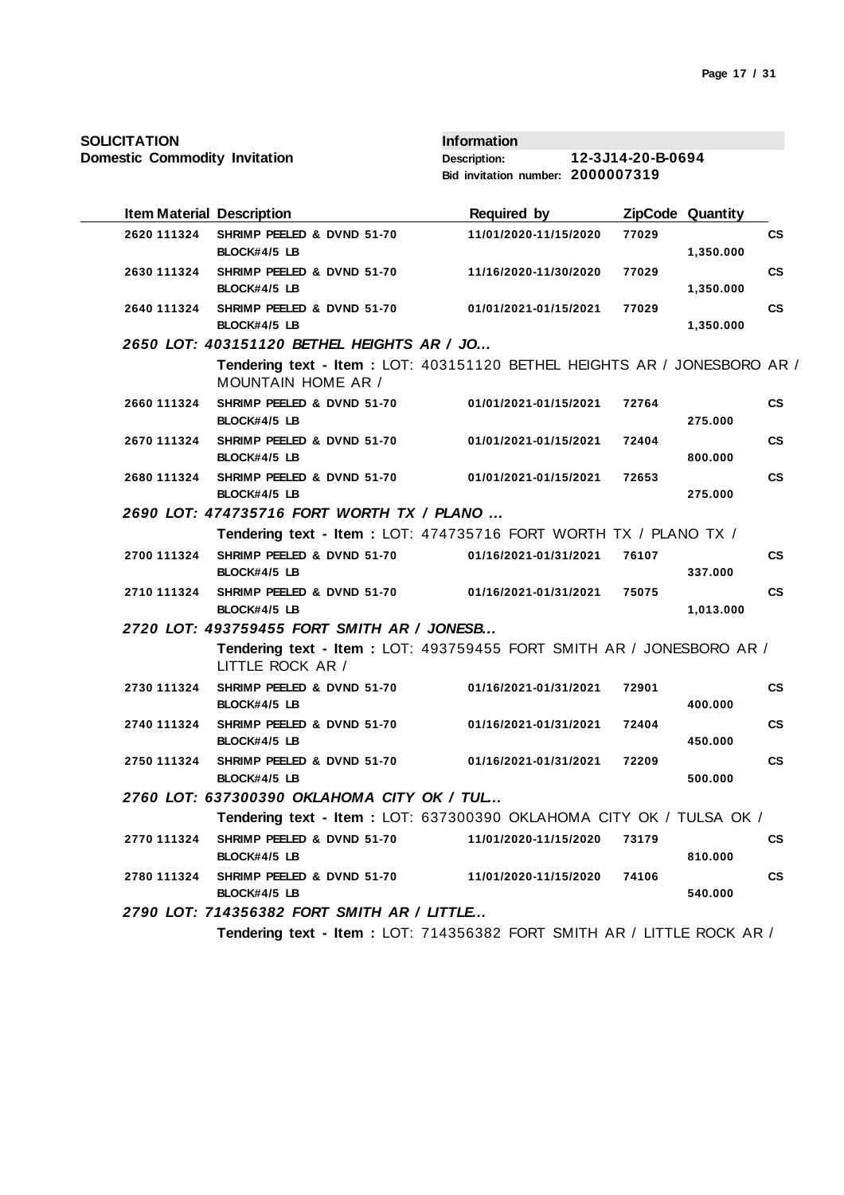**SOLICITATION**
**Domestic Commodity Invitation**

**Information**
**Description:** 12-3J14-20-B-0694
**Bid invitation number:** 2000007319

| Item | Material | Description | Required by | ZipCode | Quantity | |
|---|---|---|---|---|---|---|
| 2620 | 111324 | SHRIMP PEELED & DVND 51-70 BLOCK#4/5 LB | 11/01/2020-11/15/2020 | 77029 | 1,350.000 | CS |
| 2630 | 111324 | SHRIMP PEELED & DVND 51-70 BLOCK#4/5 LB | 11/16/2020-11/30/2020 | 77029 | 1,350.000 | CS |
| 2640 | 111324 | SHRIMP PEELED & DVND 51-70 BLOCK#4/5 LB | 01/01/2021-01/15/2021 | 77029 | 1,350.000 | CS |

***2650 LOT: 403151120 BETHEL HEIGHTS AR / JO...***

**Tendering text - Item :** LOT: 403151120 BETHEL HEIGHTS AR / JONESBORO AR / MOUNTAIN HOME AR /

| Item | Material | Description | Required by | ZipCode | Quantity | |
|---|---|---|---|---|---|---|
| 2660 | 111324 | SHRIMP PEELED & DVND 51-70 BLOCK#4/5 LB | 01/01/2021-01/15/2021 | 72764 | 275.000 | CS |
| 2670 | 111324 | SHRIMP PEELED & DVND 51-70 BLOCK#4/5 LB | 01/01/2021-01/15/2021 | 72404 | 800.000 | CS |
| 2680 | 111324 | SHRIMP PEELED & DVND 51-70 BLOCK#4/5 LB | 01/01/2021-01/15/2021 | 72653 | 275.000 | CS |

***2690 LOT: 474735716 FORT WORTH TX / PLANO ...***

**Tendering text - Item :** LOT: 474735716 FORT WORTH TX / PLANO TX /

| Item | Material | Description | Required by | ZipCode | Quantity | |
|---|---|---|---|---|---|---|
| 2700 | 111324 | SHRIMP PEELED & DVND 51-70 BLOCK#4/5 LB | 01/16/2021-01/31/2021 | 76107 | 337.000 | CS |
| 2710 | 111324 | SHRIMP PEELED & DVND 51-70 BLOCK#4/5 LB | 01/16/2021-01/31/2021 | 75075 | 1,013.000 | CS |

***2720 LOT: 493759455 FORT SMITH AR / JONESB...***

**Tendering text - Item :** LOT: 493759455 FORT SMITH AR / JONESBORO AR / LITTLE ROCK AR /

| Item | Material | Description | Required by | ZipCode | Quantity | |
|---|---|---|---|---|---|---|
| 2730 | 111324 | SHRIMP PEELED & DVND 51-70 BLOCK#4/5 LB | 01/16/2021-01/31/2021 | 72901 | 400.000 | CS |
| 2740 | 111324 | SHRIMP PEELED & DVND 51-70 BLOCK#4/5 LB | 01/16/2021-01/31/2021 | 72404 | 450.000 | CS |
| 2750 | 111324 | SHRIMP PEELED & DVND 51-70 BLOCK#4/5 LB | 01/16/2021-01/31/2021 | 72209 | 500.000 | CS |

***2760 LOT: 637300390 OKLAHOMA CITY OK / TUL...***

**Tendering text - Item :** LOT: 637300390 OKLAHOMA CITY OK / TULSA OK /

| Item | Material | Description | Required by | ZipCode | Quantity | |
|---|---|---|---|---|---|---|
| 2770 | 111324 | SHRIMP PEELED & DVND 51-70 BLOCK#4/5 LB | 11/01/2020-11/15/2020 | 73179 | 810.000 | CS |
| 2780 | 111324 | SHRIMP PEELED & DVND 51-70 BLOCK#4/5 LB | 11/01/2020-11/15/2020 | 74106 | 540.000 | CS |

***2790 LOT: 714356382 FORT SMITH AR / LITTLE...***

**Tendering text - Item :** LOT: 714356382 FORT SMITH AR / LITTLE ROCK AR /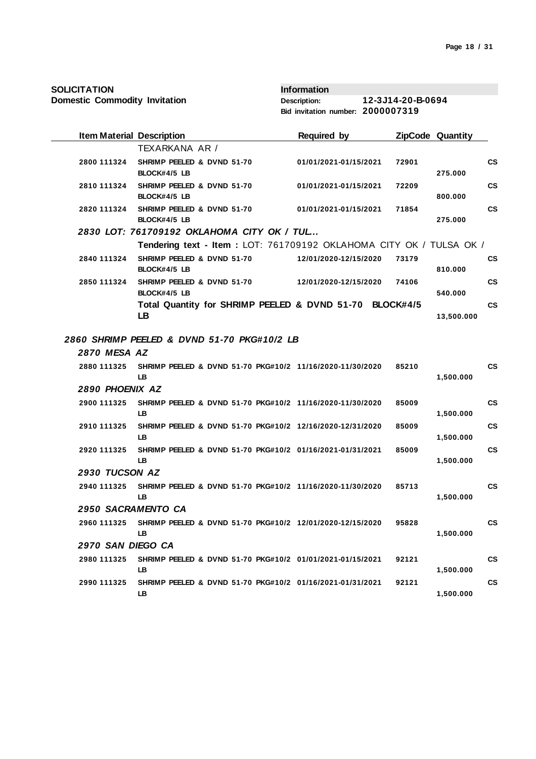**SOLICITATION**
**Domestic Commodity Invitation**

**Information**
**Description:** 12-3J14-20-B-0694
**Bid invitation number:** 2000007319

| Item | Material | Description | Required by | ZipCode | Quantity | |
|---|---|---|---|---|---|---|
| | | TEXARKANA AR / | | | | |
| 2800 | 111324 | SHRIMP PEELED & DVND 51-70 BLOCK#4/5 LB | 01/01/2021-01/15/2021 | 72901 | 275.000 | CS |
| 2810 | 111324 | SHRIMP PEELED & DVND 51-70 BLOCK#4/5 LB | 01/01/2021-01/15/2021 | 72209 | 800.000 | CS |
| 2820 | 111324 | SHRIMP PEELED & DVND 51-70 BLOCK#4/5 LB | 01/01/2021-01/15/2021 | 71854 | 275.000 | CS |
| ***2830 LOT: 761709192 OKLAHOMA CITY OK / TUL...*** | | | | | | |
| | | **Tendering text - Item :** LOT: 761709192 OKLAHOMA CITY OK / TULSA OK / | | | | |
| 2840 | 111324 | SHRIMP PEELED & DVND 51-70 BLOCK#4/5 LB | 12/01/2020-12/15/2020 | 73179 | 810.000 | CS |
| 2850 | 111324 | SHRIMP PEELED & DVND 51-70 BLOCK#4/5 LB | 12/01/2020-12/15/2020 | 74106 | 540.000 | CS |
| | | **Total Quantity for SHRIMP PEELED & DVND 51-70 BLOCK#4/5 LB** | | | 13,500.000 | CS |

***2860 SHRIMP PEELED & DVND 51-70 PKG#10/2 LB***

| Item | Material | Description | Required by | ZipCode | Quantity | |
|---|---|---|---|---|---|---|
| ***2870 MESA AZ*** | | | | | | |
| 2880 | 111325 | SHRIMP PEELED & DVND 51-70 PKG#10/2 LB | 11/16/2020-11/30/2020 | 85210 | 1,500.000 | CS |
| ***2890 PHOENIX AZ*** | | | | | | |
| 2900 | 111325 | SHRIMP PEELED & DVND 51-70 PKG#10/2 LB | 11/16/2020-11/30/2020 | 85009 | 1,500.000 | CS |
| 2910 | 111325 | SHRIMP PEELED & DVND 51-70 PKG#10/2 LB | 12/16/2020-12/31/2020 | 85009 | 1,500.000 | CS |
| 2920 | 111325 | SHRIMP PEELED & DVND 51-70 PKG#10/2 LB | 01/16/2021-01/31/2021 | 85009 | 1,500.000 | CS |
| ***2930 TUCSON AZ*** | | | | | | |
| 2940 | 111325 | SHRIMP PEELED & DVND 51-70 PKG#10/2 LB | 11/16/2020-11/30/2020 | 85713 | 1,500.000 | CS |
| ***2950 SACRAMENTO CA*** | | | | | | |
| 2960 | 111325 | SHRIMP PEELED & DVND 51-70 PKG#10/2 LB | 12/01/2020-12/15/2020 | 95828 | 1,500.000 | CS |
| ***2970 SAN DIEGO CA*** | | | | | | |
| 2980 | 111325 | SHRIMP PEELED & DVND 51-70 PKG#10/2 LB | 01/01/2021-01/15/2021 | 92121 | 1,500.000 | CS |
| 2990 | 111325 | SHRIMP PEELED & DVND 51-70 PKG#10/2 LB | 01/16/2021-01/31/2021 | 92121 | 1,500.000 | CS |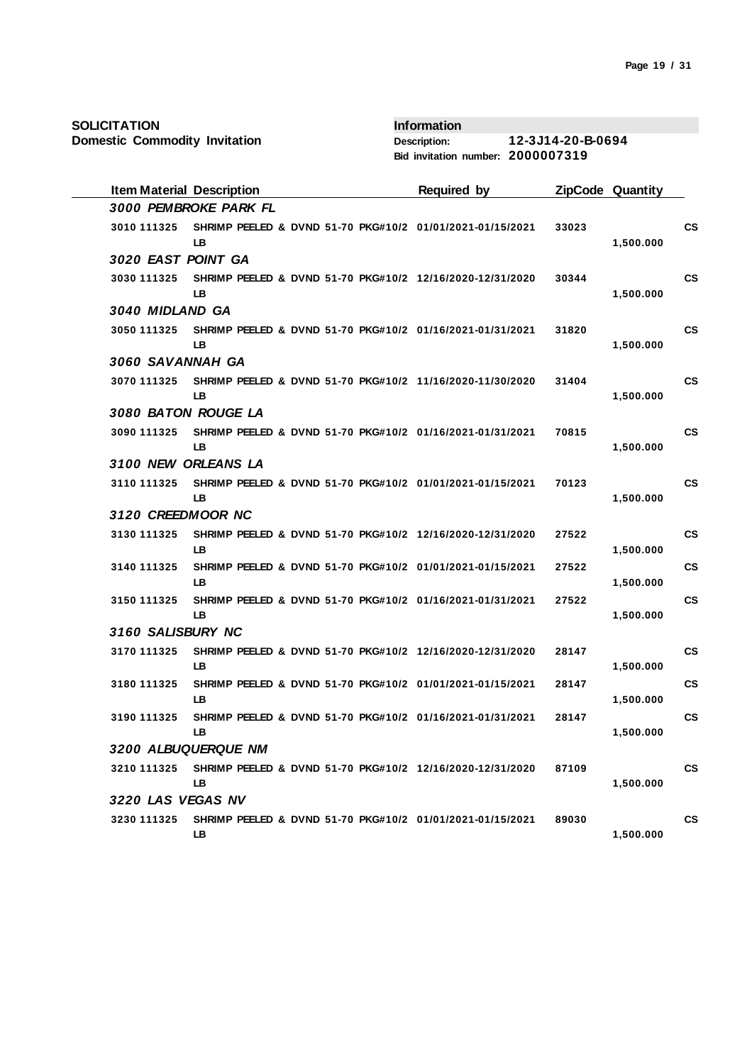**SOLICITATION**
**Domestic Commodity Invitation**

**Information**
**Description:** 12-3J14-20-B-0694
**Bid invitation number:** 2000007319

| Item | Material | Description | Required by | ZipCode | Quantity | |
|---|---|---|---|---|---|---|
| ***3000 PEMBROKE PARK FL*** | | | | | | |
| 3010 | 111325 | SHRIMP PEELED & DVND 51-70 PKG#10/2 LB | 01/01/2021-01/15/2021 | 33023 | 1,500.000 | CS |
| ***3020 EAST POINT GA*** | | | | | | |
| 3030 | 111325 | SHRIMP PEELED & DVND 51-70 PKG#10/2 LB | 12/16/2020-12/31/2020 | 30344 | 1,500.000 | CS |
| ***3040 MIDLAND GA*** | | | | | | |
| 3050 | 111325 | SHRIMP PEELED & DVND 51-70 PKG#10/2 LB | 01/16/2021-01/31/2021 | 31820 | 1,500.000 | CS |
| ***3060 SAVANNAH GA*** | | | | | | |
| 3070 | 111325 | SHRIMP PEELED & DVND 51-70 PKG#10/2 LB | 11/16/2020-11/30/2020 | 31404 | 1,500.000 | CS |
| ***3080 BATON ROUGE LA*** | | | | | | |
| 3090 | 111325 | SHRIMP PEELED & DVND 51-70 PKG#10/2 LB | 01/16/2021-01/31/2021 | 70815 | 1,500.000 | CS |
| ***3100 NEW ORLEANS LA*** | | | | | | |
| 3110 | 111325 | SHRIMP PEELED & DVND 51-70 PKG#10/2 LB | 01/01/2021-01/15/2021 | 70123 | 1,500.000 | CS |
| ***3120 CREEDMOOR NC*** | | | | | | |
| 3130 | 111325 | SHRIMP PEELED & DVND 51-70 PKG#10/2 LB | 12/16/2020-12/31/2020 | 27522 | 1,500.000 | CS |
| 3140 | 111325 | SHRIMP PEELED & DVND 51-70 PKG#10/2 LB | 01/01/2021-01/15/2021 | 27522 | 1,500.000 | CS |
| 3150 | 111325 | SHRIMP PEELED & DVND 51-70 PKG#10/2 LB | 01/16/2021-01/31/2021 | 27522 | 1,500.000 | CS |
| ***3160 SALISBURY NC*** | | | | | | |
| 3170 | 111325 | SHRIMP PEELED & DVND 51-70 PKG#10/2 LB | 12/16/2020-12/31/2020 | 28147 | 1,500.000 | CS |
| 3180 | 111325 | SHRIMP PEELED & DVND 51-70 PKG#10/2 LB | 01/01/2021-01/15/2021 | 28147 | 1,500.000 | CS |
| 3190 | 111325 | SHRIMP PEELED & DVND 51-70 PKG#10/2 LB | 01/16/2021-01/31/2021 | 28147 | 1,500.000 | CS |
| ***3200 ALBUQUERQUE NM*** | | | | | | |
| 3210 | 111325 | SHRIMP PEELED & DVND 51-70 PKG#10/2 LB | 12/16/2020-12/31/2020 | 87109 | 1,500.000 | CS |
| ***3220 LAS VEGAS NV*** | | | | | | |
| 3230 | 111325 | SHRIMP PEELED & DVND 51-70 PKG#10/2 LB | 01/01/2021-01/15/2021 | 89030 | 1,500.000 | CS |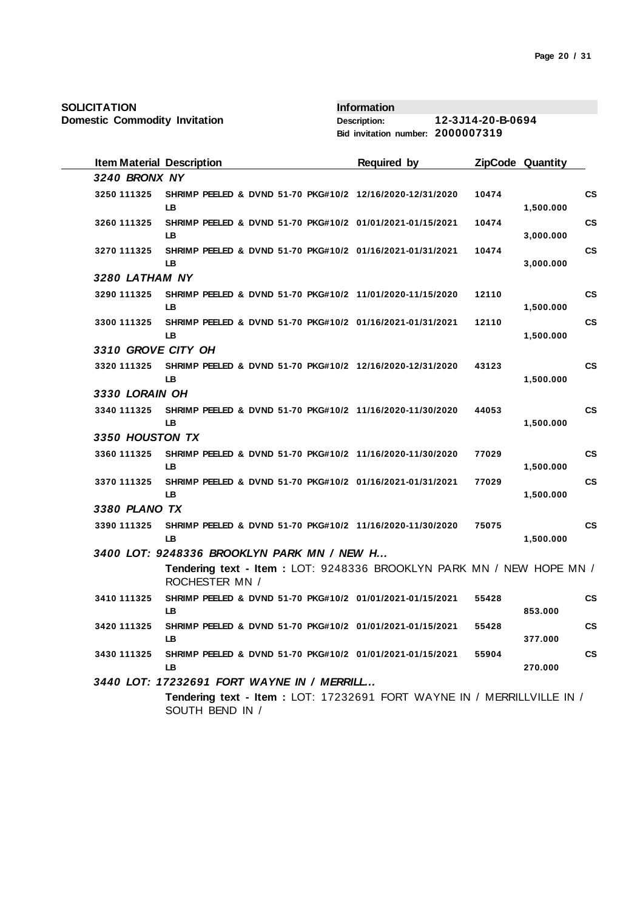**SOLICITATION**
**Domestic Commodity Invitation**

**Information**
**Description:** 12-3J14-20-B-0694
**Bid invitation number:** 2000007319

| Item | Material | Description | Required by | ZipCode | Quantity | |
|---|---|---|---|---|---|---|
| ***3240 BRONX NY*** | | | | | | |
| 3250 | 111325 | SHRIMP PEELED & DVND 51-70 PKG#10/2 LB | 12/16/2020-12/31/2020 | 10474 | 1,500.000 | CS |
| 3260 | 111325 | SHRIMP PEELED & DVND 51-70 PKG#10/2 LB | 01/01/2021-01/15/2021 | 10474 | 3,000.000 | CS |
| 3270 | 111325 | SHRIMP PEELED & DVND 51-70 PKG#10/2 LB | 01/16/2021-01/31/2021 | 10474 | 3,000.000 | CS |
| ***3280 LATHAM NY*** | | | | | | |
| 3290 | 111325 | SHRIMP PEELED & DVND 51-70 PKG#10/2 LB | 11/01/2020-11/15/2020 | 12110 | 1,500.000 | CS |
| 3300 | 111325 | SHRIMP PEELED & DVND 51-70 PKG#10/2 LB | 01/16/2021-01/31/2021 | 12110 | 1,500.000 | CS |
| ***3310 GROVE CITY OH*** | | | | | | |
| 3320 | 111325 | SHRIMP PEELED & DVND 51-70 PKG#10/2 LB | 12/16/2020-12/31/2020 | 43123 | 1,500.000 | CS |
| ***3330 LORAIN OH*** | | | | | | |
| 3340 | 111325 | SHRIMP PEELED & DVND 51-70 PKG#10/2 LB | 11/16/2020-11/30/2020 | 44053 | 1,500.000 | CS |
| ***3350 HOUSTON TX*** | | | | | | |
| 3360 | 111325 | SHRIMP PEELED & DVND 51-70 PKG#10/2 LB | 11/16/2020-11/30/2020 | 77029 | 1,500.000 | CS |
| 3370 | 111325 | SHRIMP PEELED & DVND 51-70 PKG#10/2 LB | 01/16/2021-01/31/2021 | 77029 | 1,500.000 | CS |
| ***3380 PLANO TX*** | | | | | | |
| 3390 | 111325 | SHRIMP PEELED & DVND 51-70 PKG#10/2 LB | 11/16/2020-11/30/2020 | 75075 | 1,500.000 | CS |
| ***3400 LOT: 9248336 BROOKLYN PARK MN / NEW H...*** | | | | | | |
| | | **Tendering text - Item :** LOT: 9248336 BROOKLYN PARK MN / NEW HOPE MN / ROCHESTER MN / | | | | |
| 3410 | 111325 | SHRIMP PEELED & DVND 51-70 PKG#10/2 LB | 01/01/2021-01/15/2021 | 55428 | 853.000 | CS |
| 3420 | 111325 | SHRIMP PEELED & DVND 51-70 PKG#10/2 LB | 01/01/2021-01/15/2021 | 55428 | 377.000 | CS |
| 3430 | 111325 | SHRIMP PEELED & DVND 51-70 PKG#10/2 LB | 01/01/2021-01/15/2021 | 55904 | 270.000 | CS |
| ***3440 LOT: 17232691 FORT WAYNE IN / MERRILL...*** | | | | | | |
| | | **Tendering text - Item :** LOT: 17232691 FORT WAYNE IN / MERRILLVILLE IN / SOUTH BEND IN / | | | | |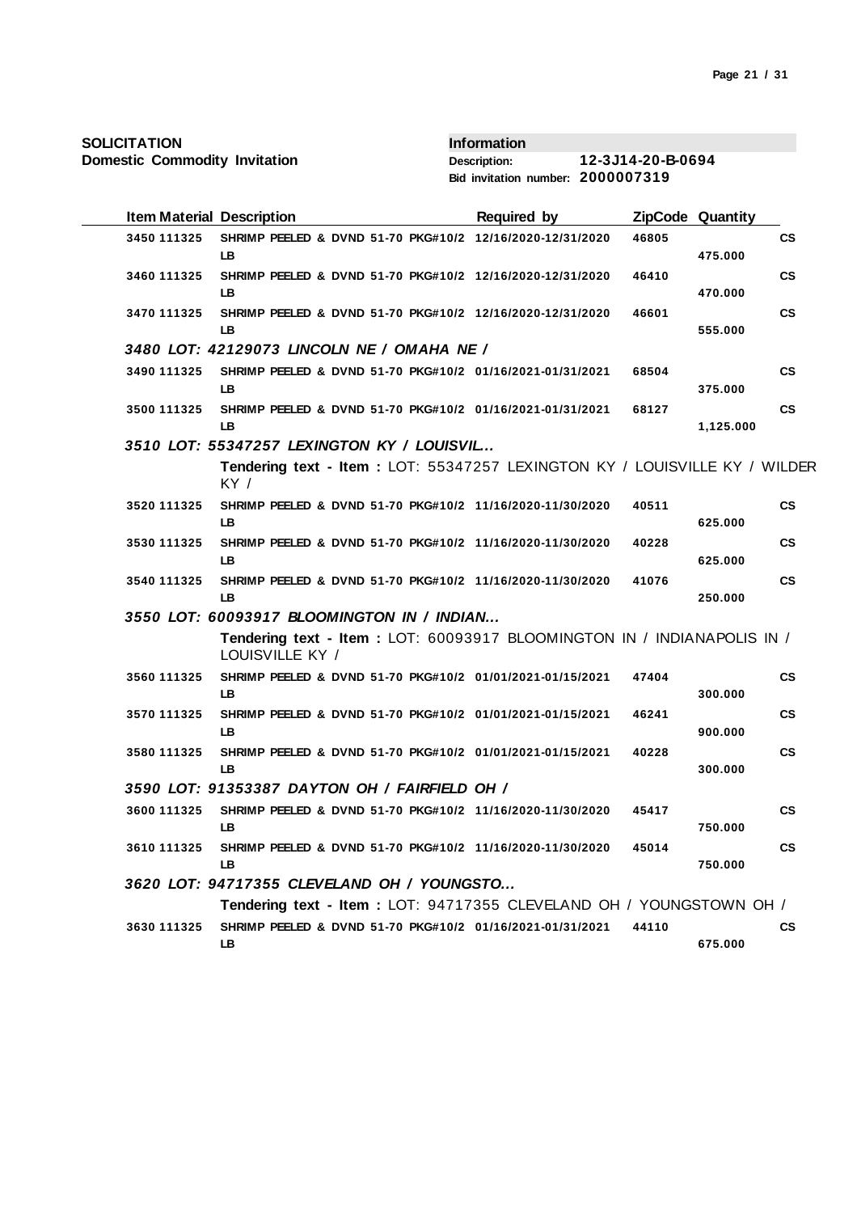**SOLICITATION**
**Domestic Commodity Invitation**

**Information**
**Description:** 12-3J14-20-B-0694
**Bid invitation number:** 2000007319

| Item | Material | Description | Required by | ZipCode | Quantity | |
|---|---|---|---|---|---|---|
| 3450 | 111325 | SHRIMP PEELED & DVND 51-70 PKG#10/2 LB | 12/16/2020-12/31/2020 | 46805 | 475.000 | CS |
| 3460 | 111325 | SHRIMP PEELED & DVND 51-70 PKG#10/2 LB | 12/16/2020-12/31/2020 | 46410 | 470.000 | CS |
| 3470 | 111325 | SHRIMP PEELED & DVND 51-70 PKG#10/2 LB | 12/16/2020-12/31/2020 | 46601 | 555.000 | CS |
| ***3480*** | | ***LOT: 42129073 LINCOLN NE / OMAHA NE /*** | | | | |
| 3490 | 111325 | SHRIMP PEELED & DVND 51-70 PKG#10/2 LB | 01/16/2021-01/31/2021 | 68504 | 375.000 | CS |
| 3500 | 111325 | SHRIMP PEELED & DVND 51-70 PKG#10/2 LB | 01/16/2021-01/31/2021 | 68127 | 1,125.000 | CS |
| ***3510*** | | ***LOT: 55347257 LEXINGTON KY / LOUISVIL...*** | | | | |
| | | **Tendering text - Item :** LOT: 55347257 LEXINGTON KY / LOUISVILLE KY / WILDER KY / | | | | |
| 3520 | 111325 | SHRIMP PEELED & DVND 51-70 PKG#10/2 LB | 11/16/2020-11/30/2020 | 40511 | 625.000 | CS |
| 3530 | 111325 | SHRIMP PEELED & DVND 51-70 PKG#10/2 LB | 11/16/2020-11/30/2020 | 40228 | 625.000 | CS |
| 3540 | 111325 | SHRIMP PEELED & DVND 51-70 PKG#10/2 LB | 11/16/2020-11/30/2020 | 41076 | 250.000 | CS |
| ***3550*** | | ***LOT: 60093917 BLOOMINGTON IN / INDIAN...*** | | | | |
| | | **Tendering text - Item :** LOT: 60093917 BLOOMINGTON IN / INDIANAPOLIS IN / LOUISVILLE KY / | | | | |
| 3560 | 111325 | SHRIMP PEELED & DVND 51-70 PKG#10/2 LB | 01/01/2021-01/15/2021 | 47404 | 300.000 | CS |
| 3570 | 111325 | SHRIMP PEELED & DVND 51-70 PKG#10/2 LB | 01/01/2021-01/15/2021 | 46241 | 900.000 | CS |
| 3580 | 111325 | SHRIMP PEELED & DVND 51-70 PKG#10/2 LB | 01/01/2021-01/15/2021 | 40228 | 300.000 | CS |
| ***3590*** | | ***LOT: 91353387 DAYTON OH / FAIRFIELD OH /*** | | | | |
| 3600 | 111325 | SHRIMP PEELED & DVND 51-70 PKG#10/2 LB | 11/16/2020-11/30/2020 | 45417 | 750.000 | CS |
| 3610 | 111325 | SHRIMP PEELED & DVND 51-70 PKG#10/2 LB | 11/16/2020-11/30/2020 | 45014 | 750.000 | CS |
| ***3620*** | | ***LOT: 94717355 CLEVELAND OH / YOUNGSTO...*** | | | | |
| | | **Tendering text - Item :** LOT: 94717355 CLEVELAND OH / YOUNGSTOWN OH / | | | | |
| 3630 | 111325 | SHRIMP PEELED & DVND 51-70 PKG#10/2 LB | 01/16/2021-01/31/2021 | 44110 | 675.000 | CS |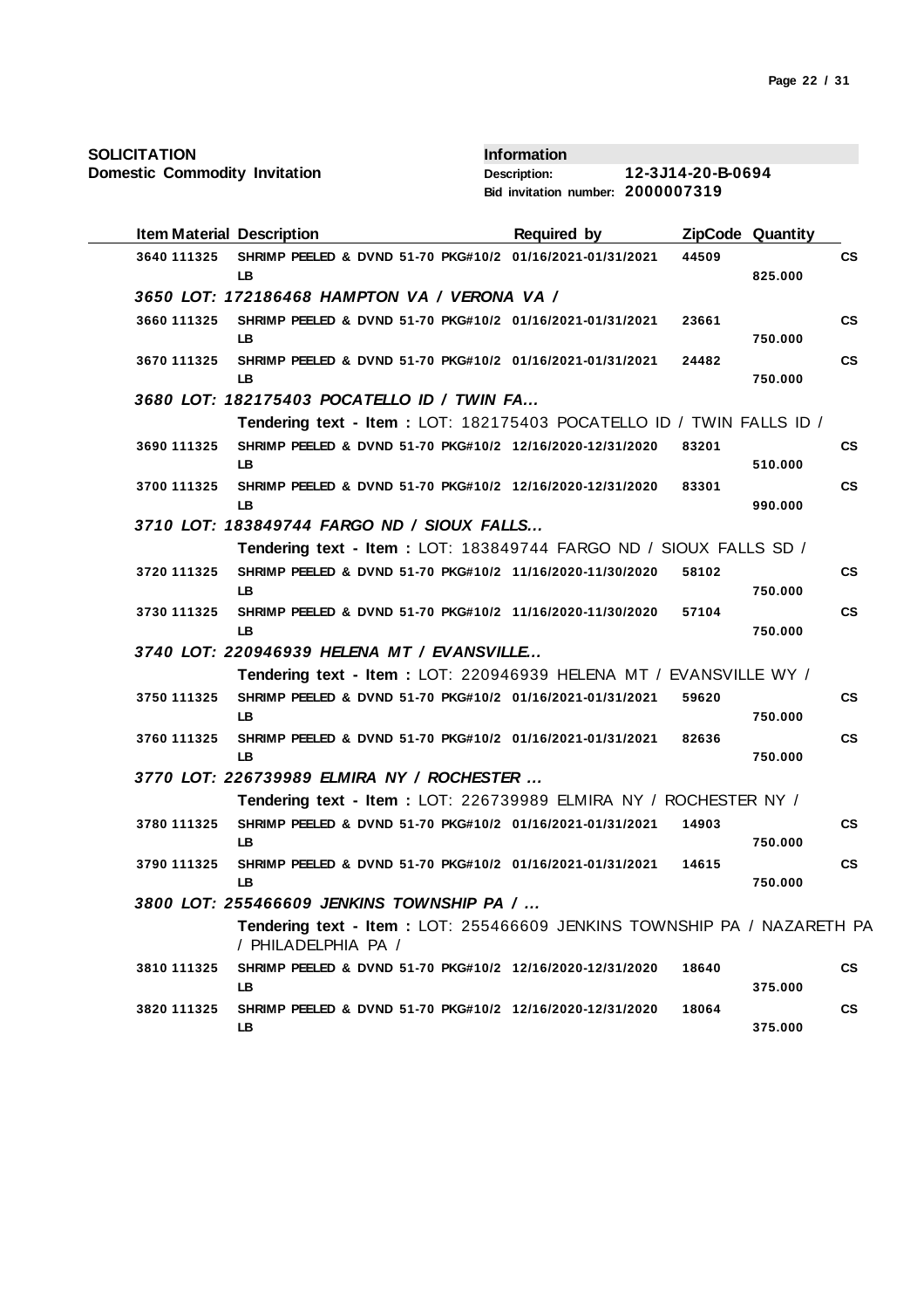**SOLICITATION**
**Domestic Commodity Invitation**

**Information**
**Description:** 12-3J14-20-B-0694
**Bid invitation number:** 2000007319

| Item | Material | Description | Required by | ZipCode | Quantity | |
|---|---|---|---|---|---|---|
| 3640 | 111325 | SHRIMP PEELED & DVND 51-70 PKG#10/2 LB | 01/16/2021-01/31/2021 | 44509 | 825.000 | CS |
| ***3650 LOT: 172186468 HAMPTON VA / VERONA VA /*** | | | | | | |
| 3660 | 111325 | SHRIMP PEELED & DVND 51-70 PKG#10/2 LB | 01/16/2021-01/31/2021 | 23661 | 750.000 | CS |
| 3670 | 111325 | SHRIMP PEELED & DVND 51-70 PKG#10/2 LB | 01/16/2021-01/31/2021 | 24482 | 750.000 | CS |
| ***3680 LOT: 182175403 POCATELLO ID / TWIN FA...*** | | | | | | |
| | | **Tendering text - Item :** LOT: 182175403 POCATELLO ID / TWIN FALLS ID / | | | | |
| 3690 | 111325 | SHRIMP PEELED & DVND 51-70 PKG#10/2 LB | 12/16/2020-12/31/2020 | 83201 | 510.000 | CS |
| 3700 | 111325 | SHRIMP PEELED & DVND 51-70 PKG#10/2 LB | 12/16/2020-12/31/2020 | 83301 | 990.000 | CS |
| ***3710 LOT: 183849744 FARGO ND / SIOUX FALLS...*** | | | | | | |
| | | **Tendering text - Item :** LOT: 183849744 FARGO ND / SIOUX FALLS SD / | | | | |
| 3720 | 111325 | SHRIMP PEELED & DVND 51-70 PKG#10/2 LB | 11/16/2020-11/30/2020 | 58102 | 750.000 | CS |
| 3730 | 111325 | SHRIMP PEELED & DVND 51-70 PKG#10/2 LB | 11/16/2020-11/30/2020 | 57104 | 750.000 | CS |
| ***3740 LOT: 220946939 HELENA MT / EVANSVILLE...*** | | | | | | |
| | | **Tendering text - Item :** LOT: 220946939 HELENA MT / EVANSVILLE WY / | | | | |
| 3750 | 111325 | SHRIMP PEELED & DVND 51-70 PKG#10/2 LB | 01/16/2021-01/31/2021 | 59620 | 750.000 | CS |
| 3760 | 111325 | SHRIMP PEELED & DVND 51-70 PKG#10/2 LB | 01/16/2021-01/31/2021 | 82636 | 750.000 | CS |
| ***3770 LOT: 226739989 ELMIRA NY / ROCHESTER ...*** | | | | | | |
| | | **Tendering text - Item :** LOT: 226739989 ELMIRA NY / ROCHESTER NY / | | | | |
| 3780 | 111325 | SHRIMP PEELED & DVND 51-70 PKG#10/2 LB | 01/16/2021-01/31/2021 | 14903 | 750.000 | CS |
| 3790 | 111325 | SHRIMP PEELED & DVND 51-70 PKG#10/2 LB | 01/16/2021-01/31/2021 | 14615 | 750.000 | CS |
| ***3800 LOT: 255466609 JENKINS TOWNSHIP PA / ...*** | | | | | | |
| | | **Tendering text - Item :** LOT: 255466609 JENKINS TOWNSHIP PA / NAZARETH PA / PHILADELPHIA PA / | | | | |
| 3810 | 111325 | SHRIMP PEELED & DVND 51-70 PKG#10/2 LB | 12/16/2020-12/31/2020 | 18640 | 375.000 | CS |
| 3820 | 111325 | SHRIMP PEELED & DVND 51-70 PKG#10/2 LB | 12/16/2020-12/31/2020 | 18064 | 375.000 | CS |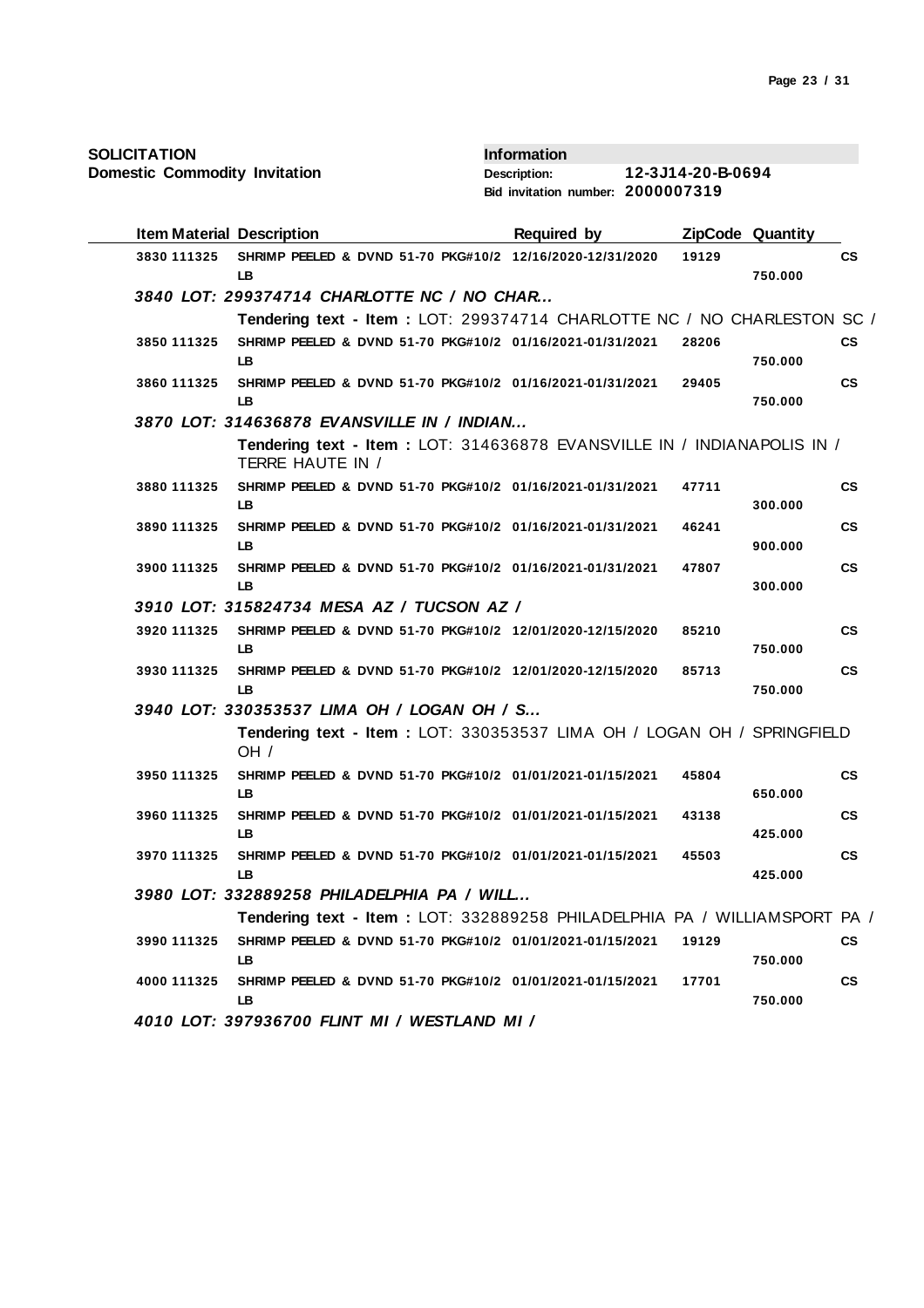**SOLICITATION**
**Domestic Commodity Invitation**

**Information**
**Description:** 12-3J14-20-B-0694
**Bid invitation number:** 2000007319

| Item | Material | Description | Required by | ZipCode | Quantity | |
|---|---|---|---|---|---|---|
| 3830 | 111325 | SHRIMP PEELED & DVND 51-70 PKG#10/2 LB | 12/16/2020-12/31/2020 | 19129 | 750.000 | CS |
| ***3840 LOT: 299374714 CHARLOTTE NC / NO CHAR...*** | | | | | | |
| | | **Tendering text - Item :** LOT: 299374714 CHARLOTTE NC / NO CHARLESTON SC / | | | | |
| 3850 | 111325 | SHRIMP PEELED & DVND 51-70 PKG#10/2 LB | 01/16/2021-01/31/2021 | 28206 | 750.000 | CS |
| 3860 | 111325 | SHRIMP PEELED & DVND 51-70 PKG#10/2 LB | 01/16/2021-01/31/2021 | 29405 | 750.000 | CS |
| ***3870 LOT: 314636878 EVANSVILLE IN / INDIAN...*** | | | | | | |
| | | **Tendering text - Item :** LOT: 314636878 EVANSVILLE IN / INDIANAPOLIS IN / TERRE HAUTE IN / | | | | |
| 3880 | 111325 | SHRIMP PEELED & DVND 51-70 PKG#10/2 LB | 01/16/2021-01/31/2021 | 47711 | 300.000 | CS |
| 3890 | 111325 | SHRIMP PEELED & DVND 51-70 PKG#10/2 LB | 01/16/2021-01/31/2021 | 46241 | 900.000 | CS |
| 3900 | 111325 | SHRIMP PEELED & DVND 51-70 PKG#10/2 LB | 01/16/2021-01/31/2021 | 47807 | 300.000 | CS |
| ***3910 LOT: 315824734 MESA AZ / TUCSON AZ /*** | | | | | | |
| 3920 | 111325 | SHRIMP PEELED & DVND 51-70 PKG#10/2 LB | 12/01/2020-12/15/2020 | 85210 | 750.000 | CS |
| 3930 | 111325 | SHRIMP PEELED & DVND 51-70 PKG#10/2 LB | 12/01/2020-12/15/2020 | 85713 | 750.000 | CS |
| ***3940 LOT: 330353537 LIMA OH / LOGAN OH / S...*** | | | | | | |
| | | **Tendering text - Item :** LOT: 330353537 LIMA OH / LOGAN OH / SPRINGFIELD OH / | | | | |
| 3950 | 111325 | SHRIMP PEELED & DVND 51-70 PKG#10/2 LB | 01/01/2021-01/15/2021 | 45804 | 650.000 | CS |
| 3960 | 111325 | SHRIMP PEELED & DVND 51-70 PKG#10/2 LB | 01/01/2021-01/15/2021 | 43138 | 425.000 | CS |
| 3970 | 111325 | SHRIMP PEELED & DVND 51-70 PKG#10/2 LB | 01/01/2021-01/15/2021 | 45503 | 425.000 | CS |
| ***3980 LOT: 332889258 PHILADELPHIA PA / WILL...*** | | | | | | |
| | | **Tendering text - Item :** LOT: 332889258 PHILADELPHIA PA / WILLIAMSPORT PA / | | | | |
| 3990 | 111325 | SHRIMP PEELED & DVND 51-70 PKG#10/2 LB | 01/01/2021-01/15/2021 | 19129 | 750.000 | CS |
| 4000 | 111325 | SHRIMP PEELED & DVND 51-70 PKG#10/2 LB | 01/01/2021-01/15/2021 | 17701 | 750.000 | CS |
| ***4010 LOT: 397936700 FLINT MI / WESTLAND MI /*** | | | | | | |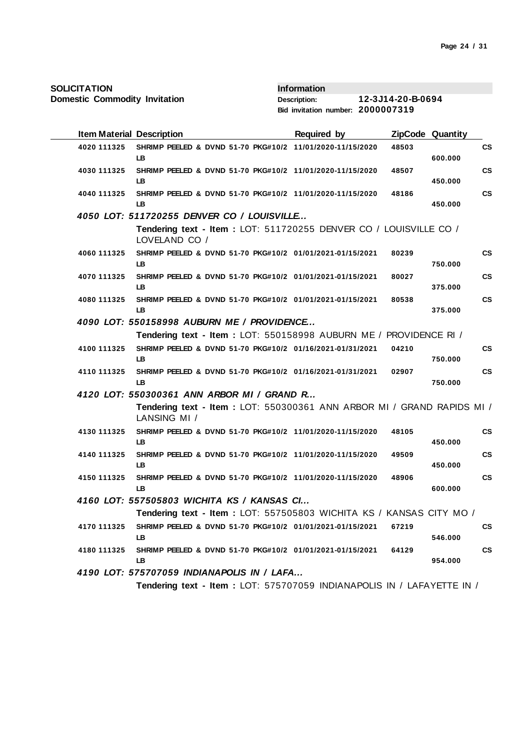**SOLICITATION**
**Domestic Commodity Invitation**

**Information**
**Description:** 12-3J14-20-B-0694
**Bid invitation number:** 2000007319

| Item | Material | Description | Required by | ZipCode | Quantity | |
|---|---|---|---|---|---|---|
| 4020 | 111325 | SHRIMP PEELED & DVND 51-70 PKG#10/2 LB | 11/01/2020-11/15/2020 | 48503 | 600.000 | CS |
| 4030 | 111325 | SHRIMP PEELED & DVND 51-70 PKG#10/2 LB | 11/01/2020-11/15/2020 | 48507 | 450.000 | CS |
| 4040 | 111325 | SHRIMP PEELED & DVND 51-70 PKG#10/2 LB | 11/01/2020-11/15/2020 | 48186 | 450.000 | CS |

***4050 LOT: 511720255 DENVER CO / LOUISVILLE...***

**Tendering text - Item :** LOT: 511720255 DENVER CO / LOUISVILLE CO / LOVELAND CO /

| Item | Material | Description | Required by | ZipCode | Quantity | |
|---|---|---|---|---|---|---|
| 4060 | 111325 | SHRIMP PEELED & DVND 51-70 PKG#10/2 LB | 01/01/2021-01/15/2021 | 80239 | 750.000 | CS |
| 4070 | 111325 | SHRIMP PEELED & DVND 51-70 PKG#10/2 LB | 01/01/2021-01/15/2021 | 80027 | 375.000 | CS |
| 4080 | 111325 | SHRIMP PEELED & DVND 51-70 PKG#10/2 LB | 01/01/2021-01/15/2021 | 80538 | 375.000 | CS |

***4090 LOT: 550158998 AUBURN ME / PROVIDENCE...***

**Tendering text - Item :** LOT: 550158998 AUBURN ME / PROVIDENCE RI /

| Item | Material | Description | Required by | ZipCode | Quantity | |
|---|---|---|---|---|---|---|
| 4100 | 111325 | SHRIMP PEELED & DVND 51-70 PKG#10/2 LB | 01/16/2021-01/31/2021 | 04210 | 750.000 | CS |
| 4110 | 111325 | SHRIMP PEELED & DVND 51-70 PKG#10/2 LB | 01/16/2021-01/31/2021 | 02907 | 750.000 | CS |

***4120 LOT: 550300361 ANN ARBOR MI / GRAND R...***

**Tendering text - Item :** LOT: 550300361 ANN ARBOR MI / GRAND RAPIDS MI / LANSING MI /

| Item | Material | Description | Required by | ZipCode | Quantity | |
|---|---|---|---|---|---|---|
| 4130 | 111325 | SHRIMP PEELED & DVND 51-70 PKG#10/2 LB | 11/01/2020-11/15/2020 | 48105 | 450.000 | CS |
| 4140 | 111325 | SHRIMP PEELED & DVND 51-70 PKG#10/2 LB | 11/01/2020-11/15/2020 | 49509 | 450.000 | CS |
| 4150 | 111325 | SHRIMP PEELED & DVND 51-70 PKG#10/2 LB | 11/01/2020-11/15/2020 | 48906 | 600.000 | CS |

***4160 LOT: 557505803 WICHITA KS / KANSAS CI...***

**Tendering text - Item :** LOT: 557505803 WICHITA KS / KANSAS CITY MO /

| Item | Material | Description | Required by | ZipCode | Quantity | |
|---|---|---|---|---|---|---|
| 4170 | 111325 | SHRIMP PEELED & DVND 51-70 PKG#10/2 LB | 01/01/2021-01/15/2021 | 67219 | 546.000 | CS |
| 4180 | 111325 | SHRIMP PEELED & DVND 51-70 PKG#10/2 LB | 01/01/2021-01/15/2021 | 64129 | 954.000 | CS |

***4190 LOT: 575707059 INDIANAPOLIS IN / LAFA...***

**Tendering text - Item :** LOT: 575707059 INDIANAPOLIS IN / LAFAYETTE IN /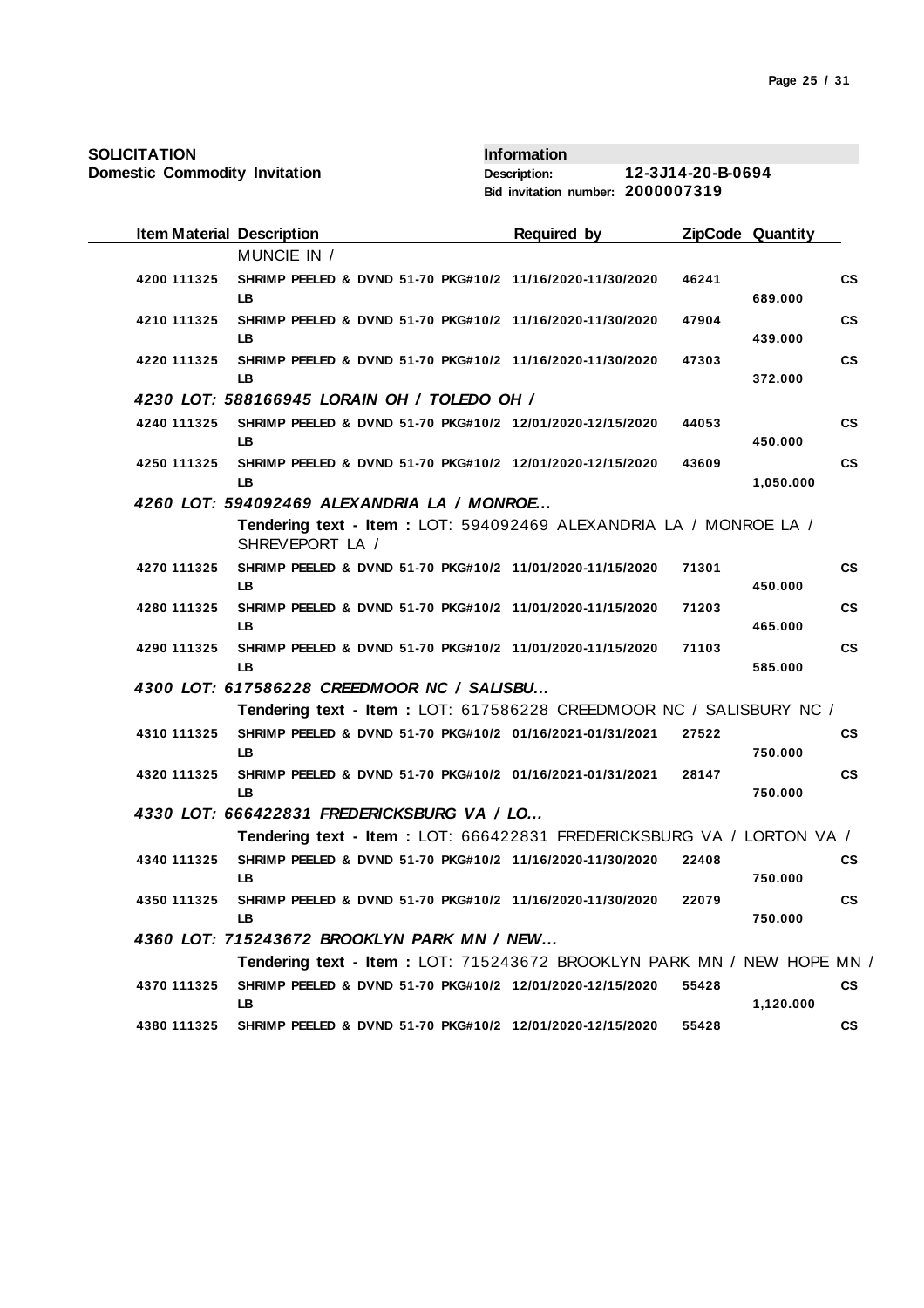**SOLICITATION**
**Domestic Commodity Invitation**

**Information**
**Description:** 12-3J14-20-B-0694
**Bid invitation number:** 2000007319

| Item | Material | Description | Required by | ZipCode | Quantity | |
|---|---|---|---|---|---|---|
| | | MUNCIE IN / | | | | |
| 4200 | 111325 | SHRIMP PEELED & DVND 51-70 PKG#10/2 LB | 11/16/2020-11/30/2020 | 46241 | 689.000 | CS |
| 4210 | 111325 | SHRIMP PEELED & DVND 51-70 PKG#10/2 LB | 11/16/2020-11/30/2020 | 47904 | 439.000 | CS |
| 4220 | 111325 | SHRIMP PEELED & DVND 51-70 PKG#10/2 LB | 11/16/2020-11/30/2020 | 47303 | 372.000 | CS |
| ***4230*** | | ***LOT: 588166945 LORAIN OH / TOLEDO OH /*** | | | | |
| 4240 | 111325 | SHRIMP PEELED & DVND 51-70 PKG#10/2 LB | 12/01/2020-12/15/2020 | 44053 | 450.000 | CS |
| 4250 | 111325 | SHRIMP PEELED & DVND 51-70 PKG#10/2 LB | 12/01/2020-12/15/2020 | 43609 | 1,050.000 | CS |
| ***4260*** | | ***LOT: 594092469 ALEXANDRIA LA / MONROE...*** | | | | |
| | | **Tendering text - Item :** LOT: 594092469 ALEXANDRIA LA / MONROE LA / SHREVEPORT LA / | | | | |
| 4270 | 111325 | SHRIMP PEELED & DVND 51-70 PKG#10/2 LB | 11/01/2020-11/15/2020 | 71301 | 450.000 | CS |
| 4280 | 111325 | SHRIMP PEELED & DVND 51-70 PKG#10/2 LB | 11/01/2020-11/15/2020 | 71203 | 465.000 | CS |
| 4290 | 111325 | SHRIMP PEELED & DVND 51-70 PKG#10/2 LB | 11/01/2020-11/15/2020 | 71103 | 585.000 | CS |
| ***4300*** | | ***LOT: 617586228 CREEDMOOR NC / SALISBU...*** | | | | |
| | | **Tendering text - Item :** LOT: 617586228 CREEDMOOR NC / SALISBURY NC / | | | | |
| 4310 | 111325 | SHRIMP PEELED & DVND 51-70 PKG#10/2 LB | 01/16/2021-01/31/2021 | 27522 | 750.000 | CS |
| 4320 | 111325 | SHRIMP PEELED & DVND 51-70 PKG#10/2 LB | 01/16/2021-01/31/2021 | 28147 | 750.000 | CS |
| ***4330*** | | ***LOT: 666422831 FREDERICKSBURG VA / LO...*** | | | | |
| | | **Tendering text - Item :** LOT: 666422831 FREDERICKSBURG VA / LORTON VA / | | | | |
| 4340 | 111325 | SHRIMP PEELED & DVND 51-70 PKG#10/2 LB | 11/16/2020-11/30/2020 | 22408 | 750.000 | CS |
| 4350 | 111325 | SHRIMP PEELED & DVND 51-70 PKG#10/2 LB | 11/16/2020-11/30/2020 | 22079 | 750.000 | CS |
| ***4360*** | | ***LOT: 715243672 BROOKLYN PARK MN / NEW...*** | | | | |
| | | **Tendering text - Item :** LOT: 715243672 BROOKLYN PARK MN / NEW HOPE MN / | | | | |
| 4370 | 111325 | SHRIMP PEELED & DVND 51-70 PKG#10/2 LB | 12/01/2020-12/15/2020 | 55428 | 1,120.000 | CS |
| 4380 | 111325 | SHRIMP PEELED & DVND 51-70 PKG#10/2 | 12/01/2020-12/15/2020 | 55428 | | CS |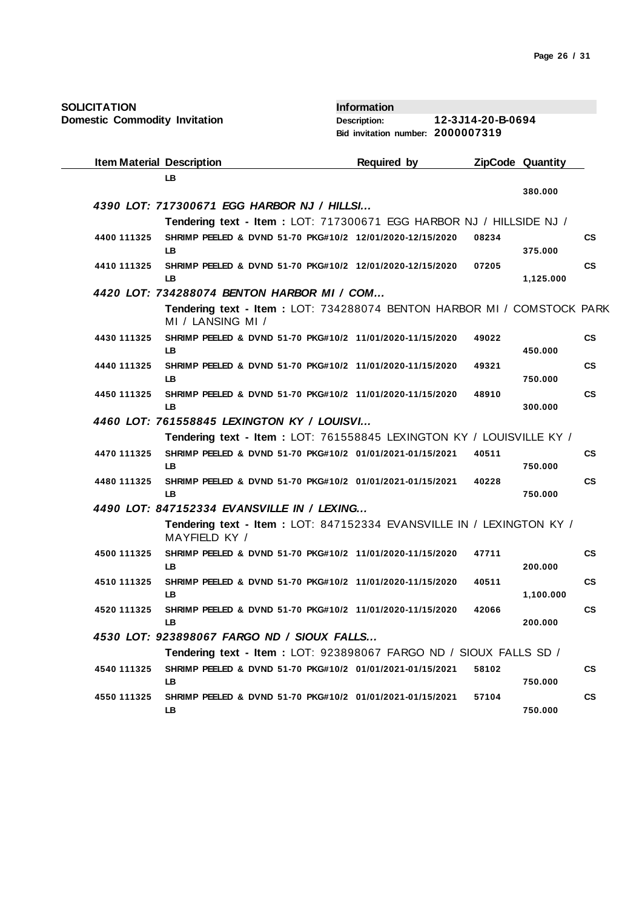**SOLICITATION**
**Domestic Commodity Invitation**

**Information**
**Description:** 12-3J14-20-B-0694
**Bid invitation number:** 2000007319

| Item | Material | Description | Required by | ZipCode | Quantity | |
|---|---|---|---|---|---|---|
| | | LB | | | 380.000 | |
| ***4390 LOT: 717300671 EGG HARBOR NJ / HILLSI...*** | | | | | | |
| | | **Tendering text - Item :** LOT: 717300671 EGG HARBOR NJ / HILLSIDE NJ / | | | | |
| 4400 | 111325 | SHRIMP PEELED & DVND 51-70 PKG#10/2 LB | 12/01/2020-12/15/2020 | 08234 | 375.000 | CS |
| 4410 | 111325 | SHRIMP PEELED & DVND 51-70 PKG#10/2 LB | 12/01/2020-12/15/2020 | 07205 | 1,125.000 | CS |
| ***4420 LOT: 734288074 BENTON HARBOR MI / COM...*** | | | | | | |
| | | **Tendering text - Item :** LOT: 734288074 BENTON HARBOR MI / COMSTOCK PARK MI / LANSING MI / | | | | |
| 4430 | 111325 | SHRIMP PEELED & DVND 51-70 PKG#10/2 LB | 11/01/2020-11/15/2020 | 49022 | 450.000 | CS |
| 4440 | 111325 | SHRIMP PEELED & DVND 51-70 PKG#10/2 LB | 11/01/2020-11/15/2020 | 49321 | 750.000 | CS |
| 4450 | 111325 | SHRIMP PEELED & DVND 51-70 PKG#10/2 LB | 11/01/2020-11/15/2020 | 48910 | 300.000 | CS |
| ***4460 LOT: 761558845 LEXINGTON KY / LOUISVI...*** | | | | | | |
| | | **Tendering text - Item :** LOT: 761558845 LEXINGTON KY / LOUISVILLE KY / | | | | |
| 4470 | 111325 | SHRIMP PEELED & DVND 51-70 PKG#10/2 LB | 01/01/2021-01/15/2021 | 40511 | 750.000 | CS |
| 4480 | 111325 | SHRIMP PEELED & DVND 51-70 PKG#10/2 LB | 01/01/2021-01/15/2021 | 40228 | 750.000 | CS |
| ***4490 LOT: 847152334 EVANSVILLE IN / LEXING...*** | | | | | | |
| | | **Tendering text - Item :** LOT: 847152334 EVANSVILLE IN / LEXINGTON KY / MAYFIELD KY / | | | | |
| 4500 | 111325 | SHRIMP PEELED & DVND 51-70 PKG#10/2 LB | 11/01/2020-11/15/2020 | 47711 | 200.000 | CS |
| 4510 | 111325 | SHRIMP PEELED & DVND 51-70 PKG#10/2 LB | 11/01/2020-11/15/2020 | 40511 | 1,100.000 | CS |
| 4520 | 111325 | SHRIMP PEELED & DVND 51-70 PKG#10/2 LB | 11/01/2020-11/15/2020 | 42066 | 200.000 | CS |
| ***4530 LOT: 923898067 FARGO ND / SIOUX FALLS...*** | | | | | | |
| | | **Tendering text - Item :** LOT: 923898067 FARGO ND / SIOUX FALLS SD / | | | | |
| 4540 | 111325 | SHRIMP PEELED & DVND 51-70 PKG#10/2 LB | 01/01/2021-01/15/2021 | 58102 | 750.000 | CS |
| 4550 | 111325 | SHRIMP PEELED & DVND 51-70 PKG#10/2 LB | 01/01/2021-01/15/2021 | 57104 | 750.000 | CS |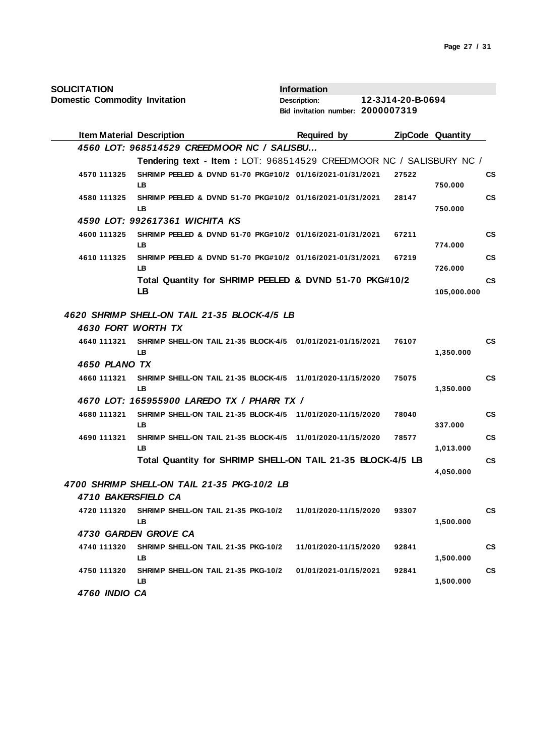**SOLICITATION**
**Domestic Commodity Invitation**

**Information**
**Description:** 12-3J14-20-B-0694
**Bid invitation number:** 2000007319

| Item | Material | Description | Required by | ZipCode | Quantity | |
|---|---|---|---|---|---|---|
| *4560 LOT: 968514529 CREEDMOOR NC / SALISBU...* | | | | | | |
| | | **Tendering text - Item :** LOT: 968514529 CREEDMOOR NC / SALISBURY NC / | | | | |
| 4570 | 111325 | SHRIMP PEELED & DVND 51-70 PKG#10/2 LB | 01/16/2021-01/31/2021 | 27522 | 750.000 | CS |
| 4580 | 111325 | SHRIMP PEELED & DVND 51-70 PKG#10/2 LB | 01/16/2021-01/31/2021 | 28147 | 750.000 | CS |
| *4590 LOT: 992617361 WICHITA KS* | | | | | | |
| 4600 | 111325 | SHRIMP PEELED & DVND 51-70 PKG#10/2 LB | 01/16/2021-01/31/2021 | 67211 | 774.000 | CS |
| 4610 | 111325 | SHRIMP PEELED & DVND 51-70 PKG#10/2 LB | 01/16/2021-01/31/2021 | 67219 | 726.000 | CS |
| | | **Total Quantity for SHRIMP PEELED & DVND 51-70 PKG#10/2 LB** | | | 105,000.000 | CS |
| *4620 SHRIMP SHELL-ON TAIL 21-35 BLOCK-4/5 LB* | | | | | | |
| *4630 FORT WORTH TX* | | | | | | |
| 4640 | 111321 | SHRIMP SHELL-ON TAIL 21-35 BLOCK-4/5 LB | 01/01/2021-01/15/2021 | 76107 | 1,350.000 | CS |
| *4650 PLANO TX* | | | | | | |
| 4660 | 111321 | SHRIMP SHELL-ON TAIL 21-35 BLOCK-4/5 LB | 11/01/2020-11/15/2020 | 75075 | 1,350.000 | CS |
| *4670 LOT: 165955900 LAREDO TX / PHARR TX /* | | | | | | |
| 4680 | 111321 | SHRIMP SHELL-ON TAIL 21-35 BLOCK-4/5 LB | 11/01/2020-11/15/2020 | 78040 | 337.000 | CS |
| 4690 | 111321 | SHRIMP SHELL-ON TAIL 21-35 BLOCK-4/5 LB | 11/01/2020-11/15/2020 | 78577 | 1,013.000 | CS |
| | | **Total Quantity for SHRIMP SHELL-ON TAIL 21-35 BLOCK-4/5 LB** | | | 4,050.000 | CS |
| *4700 SHRIMP SHELL-ON TAIL 21-35 PKG-10/2 LB* | | | | | | |
| *4710 BAKERSFIELD CA* | | | | | | |
| 4720 | 111320 | SHRIMP SHELL-ON TAIL 21-35 PKG-10/2 LB | 11/01/2020-11/15/2020 | 93307 | 1,500.000 | CS |
| *4730 GARDEN GROVE CA* | | | | | | |
| 4740 | 111320 | SHRIMP SHELL-ON TAIL 21-35 PKG-10/2 LB | 11/01/2020-11/15/2020 | 92841 | 1,500.000 | CS |
| 4750 | 111320 | SHRIMP SHELL-ON TAIL 21-35 PKG-10/2 LB | 01/01/2021-01/15/2021 | 92841 | 1,500.000 | CS |
| *4760 INDIO CA* | | | | | | |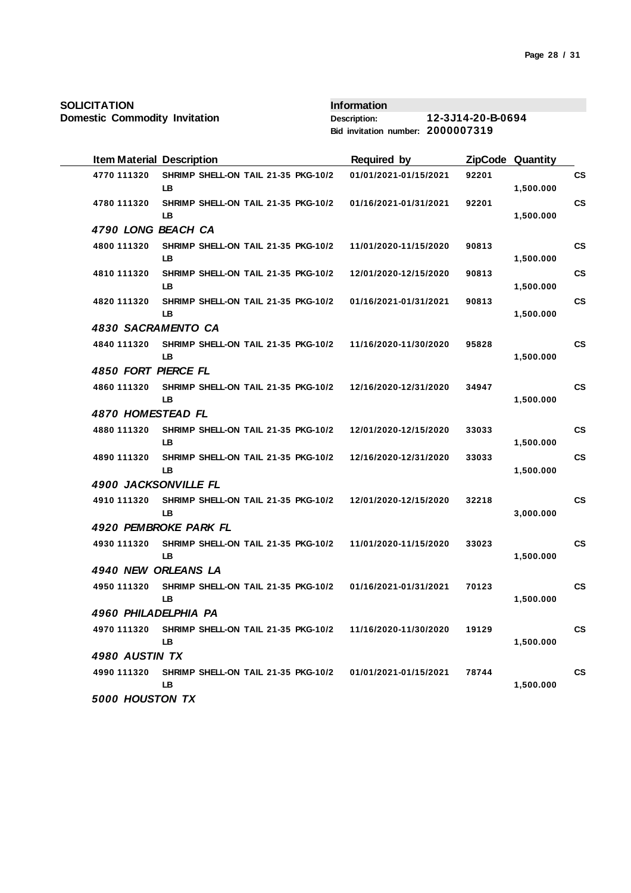**SOLICITATION**
**Domestic Commodity Invitation**

**Information**
**Description:** 12-3J14-20-B-0694
**Bid invitation number:** 2000007319

| Item | Material | Description | Required by | ZipCode | Quantity | |
|---|---|---|---|---|---|---|
| 4770 | 111320 | SHRIMP SHELL-ON TAIL 21-35 PKG-10/2 LB | 01/01/2021-01/15/2021 | 92201 | 1,500.000 | CS |
| 4780 | 111320 | SHRIMP SHELL-ON TAIL 21-35 PKG-10/2 LB | 01/16/2021-01/31/2021 | 92201 | 1,500.000 | CS |
| ***4790 LONG BEACH CA*** | | | | | | |
| 4800 | 111320 | SHRIMP SHELL-ON TAIL 21-35 PKG-10/2 LB | 11/01/2020-11/15/2020 | 90813 | 1,500.000 | CS |
| 4810 | 111320 | SHRIMP SHELL-ON TAIL 21-35 PKG-10/2 LB | 12/01/2020-12/15/2020 | 90813 | 1,500.000 | CS |
| 4820 | 111320 | SHRIMP SHELL-ON TAIL 21-35 PKG-10/2 LB | 01/16/2021-01/31/2021 | 90813 | 1,500.000 | CS |
| ***4830 SACRAMENTO CA*** | | | | | | |
| 4840 | 111320 | SHRIMP SHELL-ON TAIL 21-35 PKG-10/2 LB | 11/16/2020-11/30/2020 | 95828 | 1,500.000 | CS |
| ***4850 FORT PIERCE FL*** | | | | | | |
| 4860 | 111320 | SHRIMP SHELL-ON TAIL 21-35 PKG-10/2 LB | 12/16/2020-12/31/2020 | 34947 | 1,500.000 | CS |
| ***4870 HOMESTEAD FL*** | | | | | | |
| 4880 | 111320 | SHRIMP SHELL-ON TAIL 21-35 PKG-10/2 LB | 12/01/2020-12/15/2020 | 33033 | 1,500.000 | CS |
| 4890 | 111320 | SHRIMP SHELL-ON TAIL 21-35 PKG-10/2 LB | 12/16/2020-12/31/2020 | 33033 | 1,500.000 | CS |
| ***4900 JACKSONVILLE FL*** | | | | | | |
| 4910 | 111320 | SHRIMP SHELL-ON TAIL 21-35 PKG-10/2 LB | 12/01/2020-12/15/2020 | 32218 | 3,000.000 | CS |
| ***4920 PEMBROKE PARK FL*** | | | | | | |
| 4930 | 111320 | SHRIMP SHELL-ON TAIL 21-35 PKG-10/2 LB | 11/01/2020-11/15/2020 | 33023 | 1,500.000 | CS |
| ***4940 NEW ORLEANS LA*** | | | | | | |
| 4950 | 111320 | SHRIMP SHELL-ON TAIL 21-35 PKG-10/2 LB | 01/16/2021-01/31/2021 | 70123 | 1,500.000 | CS |
| ***4960 PHILADELPHIA PA*** | | | | | | |
| 4970 | 111320 | SHRIMP SHELL-ON TAIL 21-35 PKG-10/2 LB | 11/16/2020-11/30/2020 | 19129 | 1,500.000 | CS |
| ***4980 AUSTIN TX*** | | | | | | |
| 4990 | 111320 | SHRIMP SHELL-ON TAIL 21-35 PKG-10/2 LB | 01/01/2021-01/15/2021 | 78744 | 1,500.000 | CS |
| ***5000 HOUSTON TX*** | | | | | | |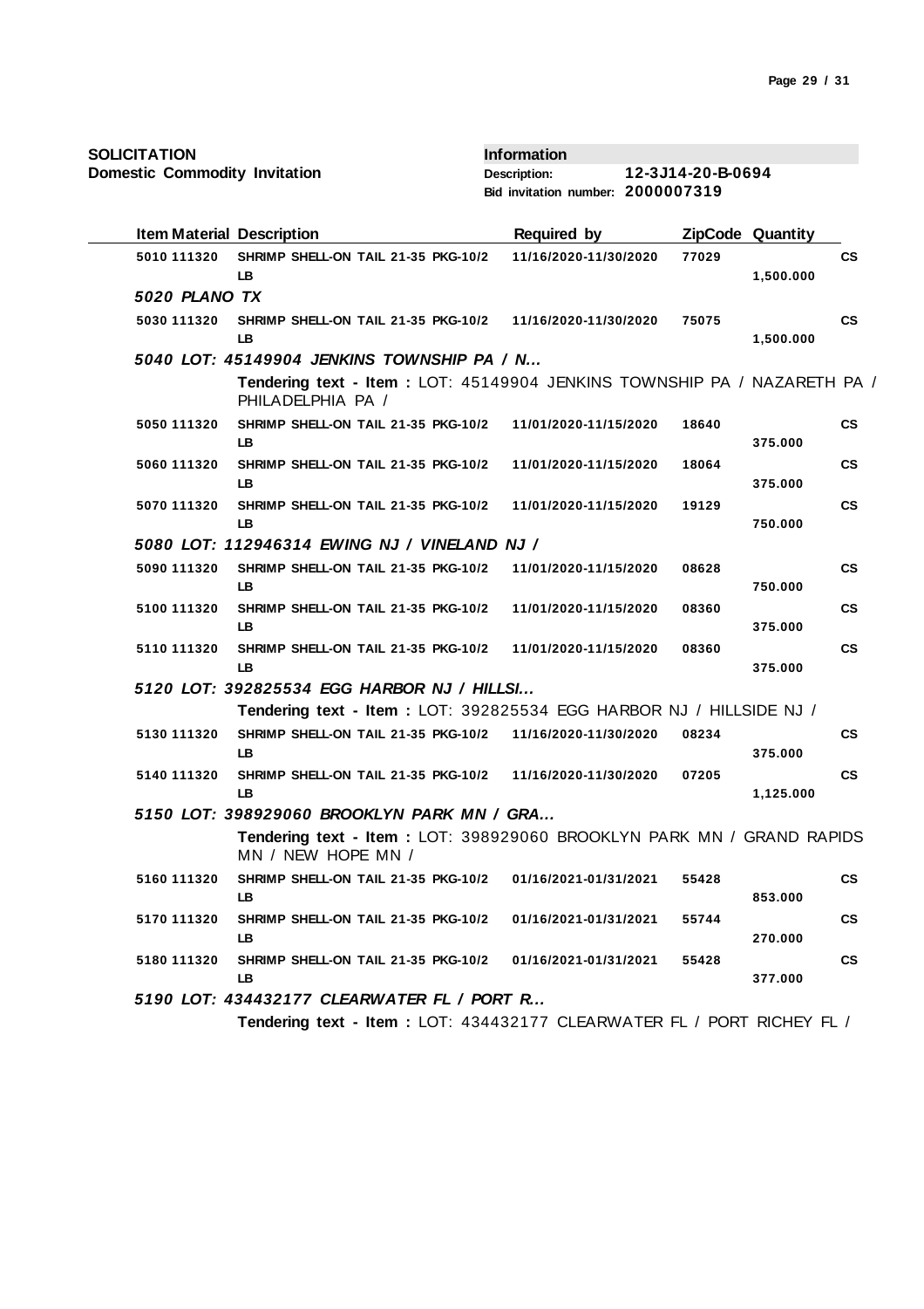**SOLICITATION**
**Domestic Commodity Invitation**

**Information**
**Description:** 12-3J14-20-B-0694
**Bid invitation number:** 2000007319

| Item | Material | Description | Required by | ZipCode | Quantity | |
|---|---|---|---|---|---|---|
| 5010 | 111320 | SHRIMP SHELL-ON TAIL 21-35 PKG-10/2 LB | 11/16/2020-11/30/2020 | 77029 | 1,500.000 | CS |
| *5020 PLANO TX* | | | | | | |
| 5030 | 111320 | SHRIMP SHELL-ON TAIL 21-35 PKG-10/2 LB | 11/16/2020-11/30/2020 | 75075 | 1,500.000 | CS |
| *5040 LOT: 45149904 JENKINS TOWNSHIP PA / N...* | | | | | | |
| | | **Tendering text - Item :** LOT: 45149904 JENKINS TOWNSHIP PA / NAZARETH PA / PHILADELPHIA PA / | | | | |
| 5050 | 111320 | SHRIMP SHELL-ON TAIL 21-35 PKG-10/2 LB | 11/01/2020-11/15/2020 | 18640 | 375.000 | CS |
| 5060 | 111320 | SHRIMP SHELL-ON TAIL 21-35 PKG-10/2 LB | 11/01/2020-11/15/2020 | 18064 | 375.000 | CS |
| 5070 | 111320 | SHRIMP SHELL-ON TAIL 21-35 PKG-10/2 LB | 11/01/2020-11/15/2020 | 19129 | 750.000 | CS |
| *5080 LOT: 112946314 EWING NJ / VINELAND NJ /* | | | | | | |
| 5090 | 111320 | SHRIMP SHELL-ON TAIL 21-35 PKG-10/2 LB | 11/01/2020-11/15/2020 | 08628 | 750.000 | CS |
| 5100 | 111320 | SHRIMP SHELL-ON TAIL 21-35 PKG-10/2 LB | 11/01/2020-11/15/2020 | 08360 | 375.000 | CS |
| 5110 | 111320 | SHRIMP SHELL-ON TAIL 21-35 PKG-10/2 LB | 11/01/2020-11/15/2020 | 08360 | 375.000 | CS |
| *5120 LOT: 392825534 EGG HARBOR NJ / HILLSI...* | | | | | | |
| | | **Tendering text - Item :** LOT: 392825534 EGG HARBOR NJ / HILLSIDE NJ / | | | | |
| 5130 | 111320 | SHRIMP SHELL-ON TAIL 21-35 PKG-10/2 LB | 11/16/2020-11/30/2020 | 08234 | 375.000 | CS |
| 5140 | 111320 | SHRIMP SHELL-ON TAIL 21-35 PKG-10/2 LB | 11/16/2020-11/30/2020 | 07205 | 1,125.000 | CS |
| *5150 LOT: 398929060 BROOKLYN PARK MN / GRA...* | | | | | | |
| | | **Tendering text - Item :** LOT: 398929060 BROOKLYN PARK MN / GRAND RAPIDS MN / NEW HOPE MN / | | | | |
| 5160 | 111320 | SHRIMP SHELL-ON TAIL 21-35 PKG-10/2 LB | 01/16/2021-01/31/2021 | 55428 | 853.000 | CS |
| 5170 | 111320 | SHRIMP SHELL-ON TAIL 21-35 PKG-10/2 LB | 01/16/2021-01/31/2021 | 55744 | 270.000 | CS |
| 5180 | 111320 | SHRIMP SHELL-ON TAIL 21-35 PKG-10/2 LB | 01/16/2021-01/31/2021 | 55428 | 377.000 | CS |
| *5190 LOT: 434432177 CLEARWATER FL / PORT R...* | | | | | | |
| | | **Tendering text - Item :** LOT: 434432177 CLEARWATER FL / PORT RICHEY FL / | | | | |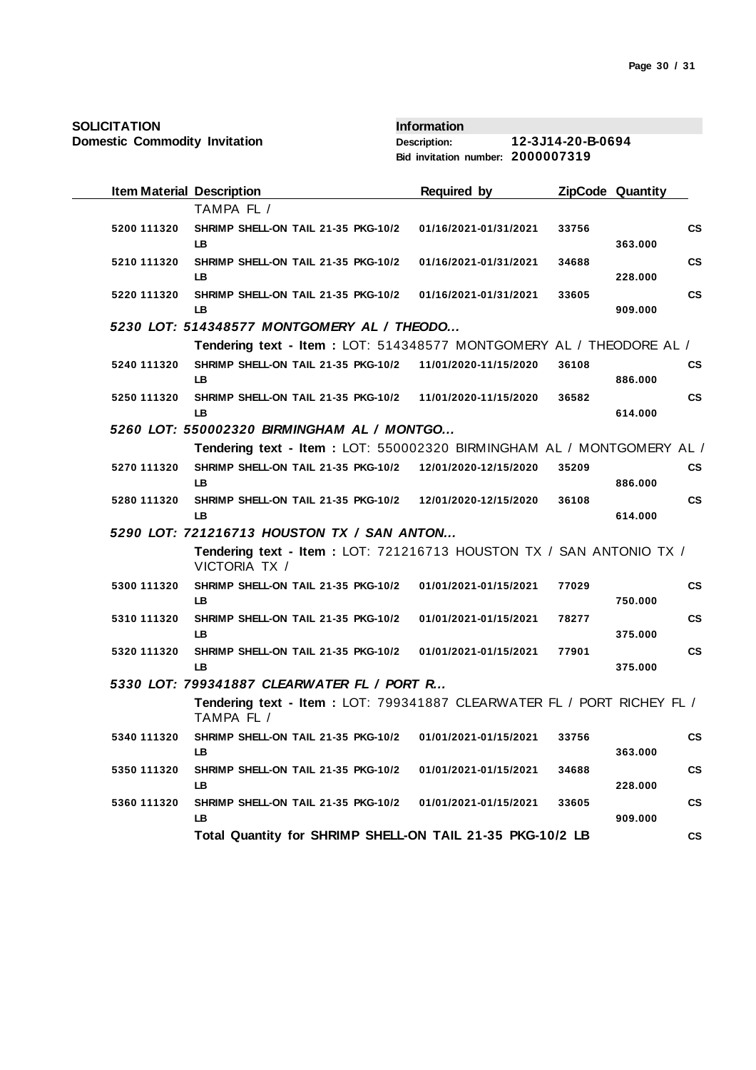**SOLICITATION**
**Domestic Commodity Invitation**

**Information**
**Description:** 12-3J14-20-B-0694
**Bid invitation number:** 2000007319

| Item | Material | Description | Required by | ZipCode | Quantity | |
|---|---|---|---|---|---|---|
| | | TAMPA FL / | | | | |
| 5200 | 111320 | SHRIMP SHELL-ON TAIL 21-35 PKG-10/2 LB | 01/16/2021-01/31/2021 | 33756 | 363.000 | CS |
| 5210 | 111320 | SHRIMP SHELL-ON TAIL 21-35 PKG-10/2 LB | 01/16/2021-01/31/2021 | 34688 | 228.000 | CS |
| 5220 | 111320 | SHRIMP SHELL-ON TAIL 21-35 PKG-10/2 LB | 01/16/2021-01/31/2021 | 33605 | 909.000 | CS |
| *5230 LOT: 514348577 MONTGOMERY AL / THEODO...* | | | | | | |
| | | **Tendering text - Item :** LOT: 514348577 MONTGOMERY AL / THEODORE AL / | | | | |
| 5240 | 111320 | SHRIMP SHELL-ON TAIL 21-35 PKG-10/2 LB | 11/01/2020-11/15/2020 | 36108 | 886.000 | CS |
| 5250 | 111320 | SHRIMP SHELL-ON TAIL 21-35 PKG-10/2 LB | 11/01/2020-11/15/2020 | 36582 | 614.000 | CS |
| *5260 LOT: 550002320 BIRMINGHAM AL / MONTGO...* | | | | | | |
| | | **Tendering text - Item :** LOT: 550002320 BIRMINGHAM AL / MONTGOMERY AL / | | | | |
| 5270 | 111320 | SHRIMP SHELL-ON TAIL 21-35 PKG-10/2 LB | 12/01/2020-12/15/2020 | 35209 | 886.000 | CS |
| 5280 | 111320 | SHRIMP SHELL-ON TAIL 21-35 PKG-10/2 LB | 12/01/2020-12/15/2020 | 36108 | 614.000 | CS |
| *5290 LOT: 721216713 HOUSTON TX / SAN ANTON...* | | | | | | |
| | | **Tendering text - Item :** LOT: 721216713 HOUSTON TX / SAN ANTONIO TX / VICTORIA TX / | | | | |
| 5300 | 111320 | SHRIMP SHELL-ON TAIL 21-35 PKG-10/2 LB | 01/01/2021-01/15/2021 | 77029 | 750.000 | CS |
| 5310 | 111320 | SHRIMP SHELL-ON TAIL 21-35 PKG-10/2 LB | 01/01/2021-01/15/2021 | 78277 | 375.000 | CS |
| 5320 | 111320 | SHRIMP SHELL-ON TAIL 21-35 PKG-10/2 LB | 01/01/2021-01/15/2021 | 77901 | 375.000 | CS |
| *5330 LOT: 799341887 CLEARWATER FL / PORT R...* | | | | | | |
| | | **Tendering text - Item :** LOT: 799341887 CLEARWATER FL / PORT RICHEY FL / TAMPA FL / | | | | |
| 5340 | 111320 | SHRIMP SHELL-ON TAIL 21-35 PKG-10/2 LB | 01/01/2021-01/15/2021 | 33756 | 363.000 | CS |
| 5350 | 111320 | SHRIMP SHELL-ON TAIL 21-35 PKG-10/2 LB | 01/01/2021-01/15/2021 | 34688 | 228.000 | CS |
| 5360 | 111320 | SHRIMP SHELL-ON TAIL 21-35 PKG-10/2 LB | 01/01/2021-01/15/2021 | 33605 | 909.000 | CS |
| | | **Total Quantity for SHRIMP SHELL-ON TAIL 21-35 PKG-10/2 LB** | | | | CS |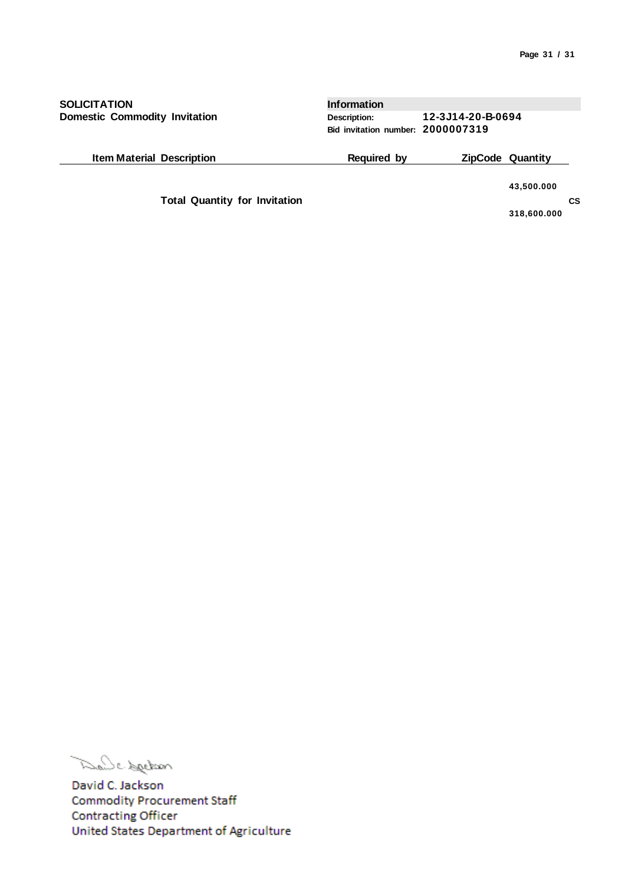**SOLICITATION**
**Domestic Commodity Invitation**

**Information**
**Description:** 12-3J14-20-B-0694
**Bid invitation number:** 2000007319

| Item Material Description | Required by | ZipCode | Quantity | |
|---|---|---|---|---|
| | | | 43,500.000 | |
| **Total Quantity for Invitation** | | | 318,600.000 | CS |

David C. Jackson
Commodity Procurement Staff
Contracting Officer
United States Department of Agriculture